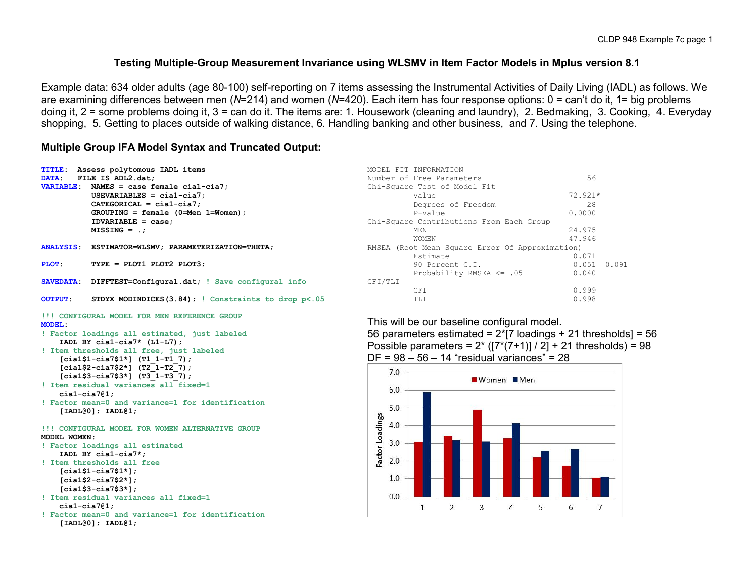## Testing Multiple-Group Measurement Invariance using WLSMV in Item Factor Models in Mplus version 8.1

Example data: 634 older adults (age 80-100) self-reporting on 7 items assessing the Instrumental Activities of Daily Living (IADL) as follows. We are examining differences between men (*N*=214) and women (*N*=420). Each item has four response options: 0 = can't do it, 1= big problems doing it, 2 = some problems doing it, 3 = can do it. The items are: 1. Housework (cleaning and laundry), 2. Bedmaking, 3. Cooking, 4. Everyday shopping, 5. Getting to places outside of walking distance, 6. Handling banking and other business, and 7. Using the telephone.

### Multiple Group IFA Model Syntax and Truncated Output:

```
TITLE:  Assess polytomous IADL items
DATA:   FILE IS ADL2.dat;
VARIABLE:  NAMES = case female cia1-cia7;
           USEVARIABLES = cia1-cia7;
           CATEGORICAL = cia1-cia7;
           GROUPING = female (0=Men 1=Women);
           IDVARIABLE = case;
           MISSING = .;

ANALYSIS:  ESTIMATOR=WLSMV; PARAMETERIZATION=THETA;

PLOT:      TYPE = PLOT1 PLOT2 PLOT3;

SAVEDATA:  DIFFTEST=Configural.dat; ! Save configural info

OUTPUT:    STDYX MODINDICES(3.84); ! Constraints to drop p<.05

!!! CONFIGURAL MODEL FOR MEN REFERENCE GROUP
MODEL:
! Factor loadings all estimated, just labeled
    IADL BY cia1-cia7* (L1-L7);
! Item thresholds all free, just labeled
    [cia1$1-cia7$1*] (T1_1-T1_7);
    [cia1$2-cia7$2*] (T2_1-T2_7);
    [cia1$3-cia7$3*] (T3_1-T3_7);
! Item residual variances all fixed=1
    cia1-cia7@1;
! Factor mean=0 and variance=1 for identification
    [IADL@0]; IADL@1;

!!! CONFIGURAL MODEL FOR WOMEN ALTERNATIVE GROUP
MODEL WOMEN:
! Factor loadings all estimated
    IADL BY cia1-cia7*;
! Item thresholds all free
    [cia1$1-cia7$1*];
    [cia1$2-cia7$2*];
    [cia1$3-cia7$3*];
! Item residual variances all fixed=1
    cia1-cia7@1;
! Factor mean=0 and variance=1 for identification
    [IADL@0]; IADL@1;
```

```
MODEL FIT INFORMATION
Number of Free Parameters                       56
Chi-Square Test of Model Fit
          Value                             72.921*
          Degrees of Freedom                    28
          P-Value                           0.0000
Chi-Square Contributions From Each Group
          MEN                               24.975
          WOMEN                             47.946
RMSEA (Root Mean Square Error Of Approximation)
          Estimate                           0.071
          90 Percent C.I.                    0.051  0.091
          Probability RMSEA <= .05           0.040
CFI/TLI
          CFI                                0.999
          TLI                                0.998
```

This will be our baseline configural model.
56 parameters estimated = 2*[7 loadings + 21 thresholds] = 56
Possible parameters = 2* ([7*(7+1)] / 2] + 21 thresholds) = 98
DF = 98 – 56 – 14 "residual variances" = 28

| Item | Women | Men |
|---|---|---|
| 1 | ~3.1 | ~5.9 |
| 2 | ~3.4 | ~3.2 |
| 3 | ~4.9 | ~3.1 |
| 4 | ~3.3 | ~4.1 |
| 5 | ~2.2 | ~2.6 |
| 6 | ~1.7 | ~2.7 |
| 7 | ~1.0 | ~1.1 |

Factor Loadings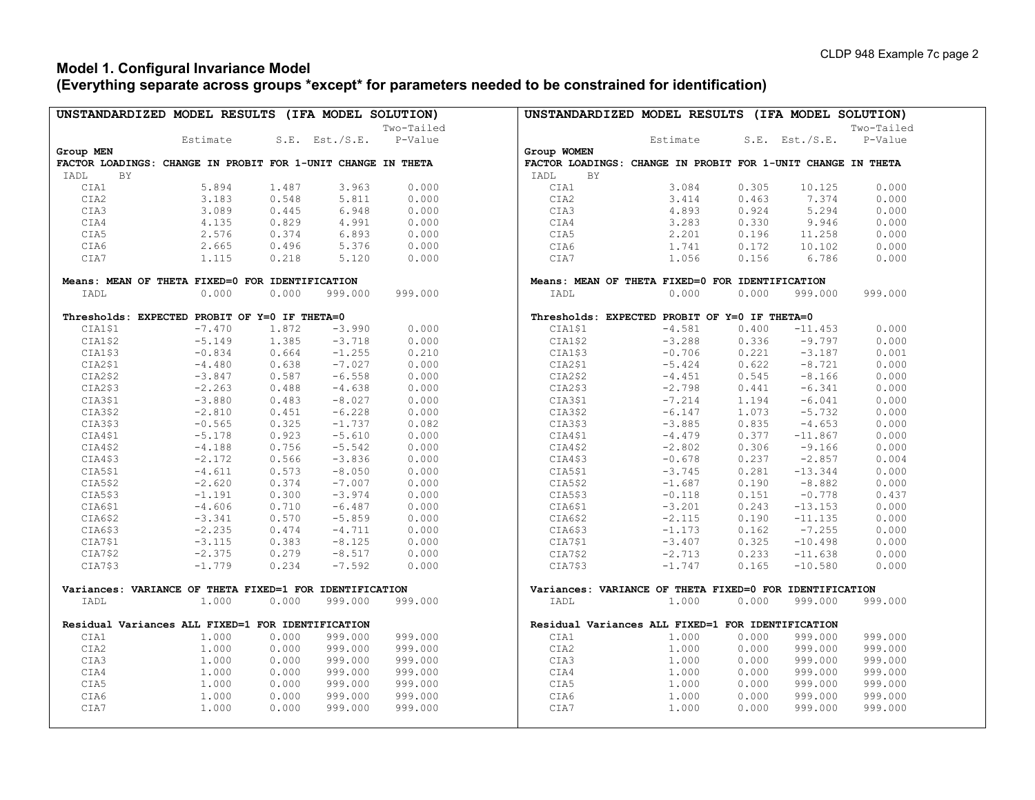**Model 1. Configural Invariance Model**
**(Everything separate across groups \*except\* for parameters needed to be constrained for identification)**

```
UNSTANDARDIZED MODEL RESULTS (IFA MODEL SOLUTION)
                                                    Two-Tailed
                    Estimate       S.E.  Est./S.E.    P-Value
Group MEN
FACTOR LOADINGS: CHANGE IN PROBIT FOR 1-UNIT CHANGE IN THETA
 IADL     BY
    CIA1               5.894      1.487      3.963      0.000
    CIA2               3.183      0.548      5.811      0.000
    CIA3               3.089      0.445      6.948      0.000
    CIA4               4.135      0.829      4.991      0.000
    CIA5               2.576      0.374      6.893      0.000
    CIA6               2.665      0.496      5.376      0.000
    CIA7               1.115      0.218      5.120      0.000

 Means: MEAN OF THETA FIXED=0 FOR IDENTIFICATION
    IADL               0.000      0.000    999.000    999.000

 Thresholds: EXPECTED PROBIT OF Y=0 IF THETA=0
    CIA1$1            -7.470      1.872     -3.990      0.000
    CIA1$2            -5.149      1.385     -3.718      0.000
    CIA1$3            -0.834      0.664     -1.255      0.210
    CIA2$1            -4.480      0.638     -7.027      0.000
    CIA2$2            -3.847      0.587     -6.558      0.000
    CIA2$3            -2.263      0.488     -4.638      0.000
    CIA3$1            -3.880      0.483     -8.027      0.000
    CIA3$2            -2.810      0.451     -6.228      0.000
    CIA3$3            -0.565      0.325     -1.737      0.082
    CIA4$1            -5.178      0.923     -5.610      0.000
    CIA4$2            -4.188      0.756     -5.542      0.000
    CIA4$3            -2.172      0.566     -3.836      0.000
    CIA5$1            -4.611      0.573     -8.050      0.000
    CIA5$2            -2.620      0.374     -7.007      0.000
    CIA5$3            -1.191      0.300     -3.974      0.000
    CIA6$1            -4.606      0.710     -6.487      0.000
    CIA6$2            -3.341      0.570     -5.859      0.000
    CIA6$3            -2.235      0.474     -4.711      0.000
    CIA7$1            -3.115      0.383     -8.125      0.000
    CIA7$2            -2.375      0.279     -8.517      0.000
    CIA7$3            -1.779      0.234     -7.592      0.000

 Variances: VARIANCE OF THETA FIXED=1 FOR IDENTIFICATION
    IADL               1.000      0.000    999.000    999.000

 Residual Variances ALL FIXED=1 FOR IDENTIFICATION
    CIA1               1.000      0.000    999.000    999.000
    CIA2               1.000      0.000    999.000    999.000
    CIA3               1.000      0.000    999.000    999.000
    CIA4               1.000      0.000    999.000    999.000
    CIA5               1.000      0.000    999.000    999.000
    CIA6               1.000      0.000    999.000    999.000
    CIA7               1.000      0.000    999.000    999.000
```

```
UNSTANDARDIZED MODEL RESULTS (IFA MODEL SOLUTION)
                                                    Two-Tailed
                    Estimate       S.E.  Est./S.E.    P-Value
Group WOMEN
FACTOR LOADINGS: CHANGE IN PROBIT FOR 1-UNIT CHANGE IN THETA
 IADL     BY
    CIA1               3.084      0.305     10.125      0.000
    CIA2               3.414      0.463      7.374      0.000
    CIA3               4.893      0.924      5.294      0.000
    CIA4               3.283      0.330      9.946      0.000
    CIA5               2.201      0.196     11.258      0.000
    CIA6               1.741      0.172     10.102      0.000
    CIA7               1.056      0.156      6.786      0.000

 Means: MEAN OF THETA FIXED=0 FOR IDENTIFICATION
    IADL               0.000      0.000    999.000    999.000

 Thresholds: EXPECTED PROBIT OF Y=0 IF THETA=0
    CIA1$1            -4.581      0.400    -11.453      0.000
    CIA1$2            -3.288      0.336     -9.797      0.000
    CIA1$3            -0.706      0.221     -3.187      0.001
    CIA2$1            -5.424      0.622     -8.721      0.000
    CIA2$2            -4.451      0.545     -8.166      0.000
    CIA2$3            -2.798      0.441     -6.341      0.000
    CIA3$1            -7.214      1.194     -6.041      0.000
    CIA3$2            -6.147      1.073     -5.732      0.000
    CIA3$3            -3.885      0.835     -4.653      0.000
    CIA4$1            -4.479      0.377    -11.867      0.000
    CIA4$2            -2.802      0.306     -9.166      0.000
    CIA4$3            -0.678      0.237     -2.857      0.004
    CIA5$1            -3.745      0.281    -13.344      0.000
    CIA5$2            -1.687      0.190     -8.882      0.000
    CIA5$3            -0.118      0.151     -0.778      0.437
    CIA6$1            -3.201      0.243    -13.153      0.000
    CIA6$2            -2.115      0.190    -11.135      0.000
    CIA6$3            -1.173      0.162     -7.255      0.000
    CIA7$1            -3.407      0.325    -10.498      0.000
    CIA7$2            -2.713      0.233    -11.638      0.000
    CIA7$3            -1.747      0.165    -10.580      0.000

 Variances: VARIANCE OF THETA FIXED=0 FOR IDENTIFICATION
    IADL               1.000      0.000    999.000    999.000

 Residual Variances ALL FIXED=1 FOR IDENTIFICATION
    CIA1               1.000      0.000    999.000    999.000
    CIA2               1.000      0.000    999.000    999.000
    CIA3               1.000      0.000    999.000    999.000
    CIA4               1.000      0.000    999.000    999.000
    CIA5               1.000      0.000    999.000    999.000
    CIA6               1.000      0.000    999.000    999.000
    CIA7               1.000      0.000    999.000    999.000
```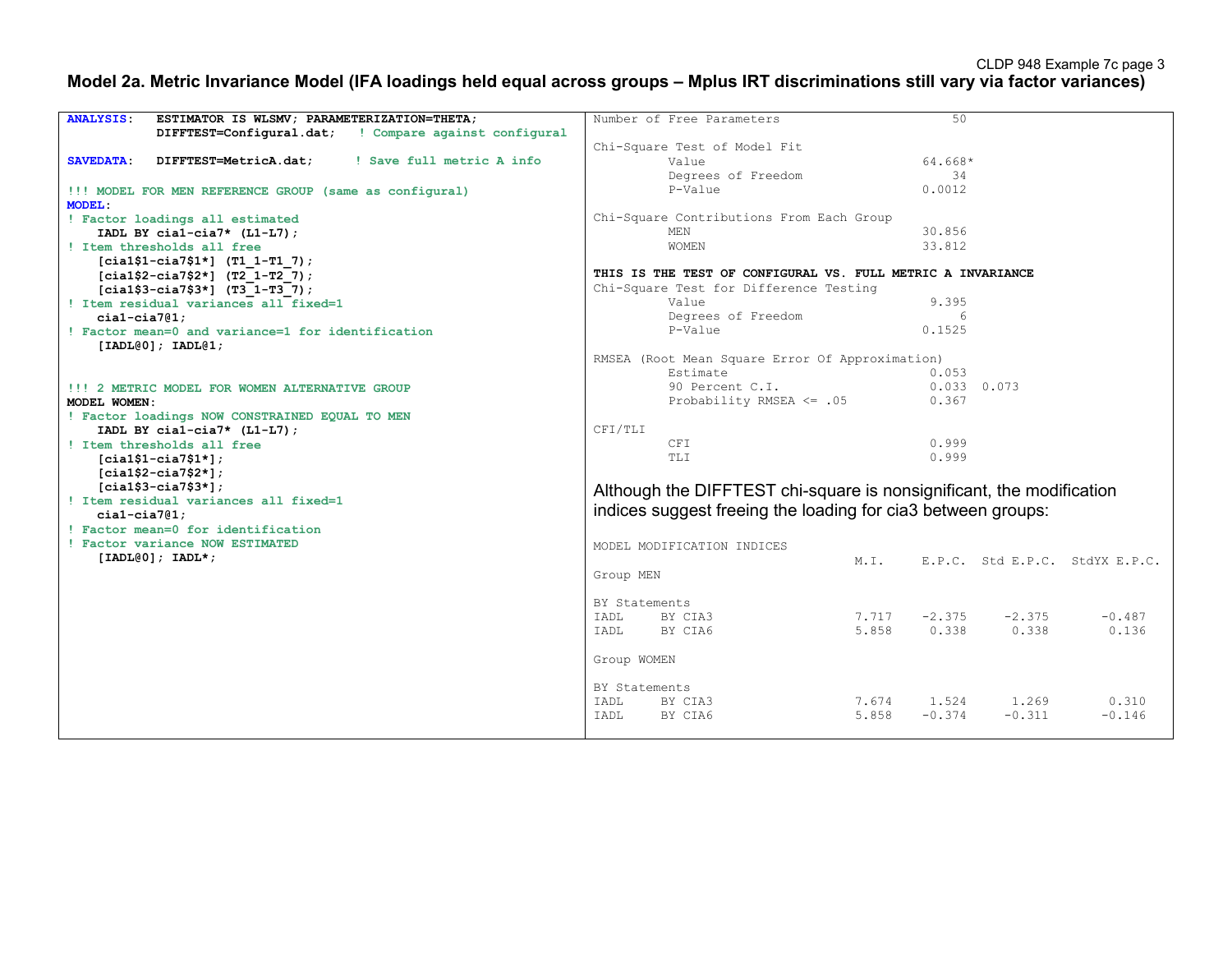## Model 2a. Metric Invariance Model (IFA loadings held equal across groups – Mplus IRT discriminations still vary via factor variances)

```
ANALYSIS:   ESTIMATOR IS WLSMV; PARAMETERIZATION=THETA;
            DIFFTEST=Configural.dat;   ! Compare against configural

SAVEDATA:   DIFFTEST=MetricA.dat;      ! Save full metric A info

!!! MODEL FOR MEN REFERENCE GROUP (same as configural)
MODEL:
! Factor loadings all estimated
    IADL BY cia1-cia7* (L1-L7);
! Item thresholds all free
    [cia1$1-cia7$1*] (T1_1-T1_7);
    [cia1$2-cia7$2*] (T2_1-T2_7);
    [cia1$3-cia7$3*] (T3_1-T3_7);
! Item residual variances all fixed=1
    cia1-cia7@1;
! Factor mean=0 and variance=1 for identification
    [IADL@0]; IADL@1;


!!! 2 METRIC MODEL FOR WOMEN ALTERNATIVE GROUP
MODEL WOMEN:
! Factor loadings NOW CONSTRAINED EQUAL TO MEN
    IADL BY cia1-cia7* (L1-L7);
! Item thresholds all free
    [cia1$1-cia7$1*];
    [cia1$2-cia7$2*];
    [cia1$3-cia7$3*];
! Item residual variances all fixed=1
    cia1-cia7@1;
! Factor mean=0 for identification
! Factor variance NOW ESTIMATED
    [IADL@0]; IADL*;
```

```
Number of Free Parameters                        50

Chi-Square Test of Model Fit
          Value                              64.668*
          Degrees of Freedom                     34
          P-Value                            0.0012

Chi-Square Contributions From Each Group
          MEN                                30.856
          WOMEN                              33.812

THIS IS THE TEST OF CONFIGURAL VS. FULL METRIC A INVARIANCE
Chi-Square Test for Difference Testing
          Value                               9.395
          Degrees of Freedom                      6
          P-Value                            0.1525

RMSEA (Root Mean Square Error Of Approximation)
          Estimate                            0.053
          90 Percent C.I.                     0.033  0.073
          Probability RMSEA <= .05            0.367

CFI/TLI
          CFI                                 0.999
          TLI                                 0.999
```

Although the DIFFTEST chi-square is nonsignificant, the modification indices suggest freeing the loading for cia3 between groups:

```
MODEL MODIFICATION INDICES
                                   M.I.     E.P.C.  Std E.P.C.  StdYX E.P.C.
Group MEN

BY Statements
IADL     BY CIA3                  7.717    -2.375     -2.375       -0.487
IADL     BY CIA6                  5.858     0.338      0.338        0.136

Group WOMEN

BY Statements
IADL     BY CIA3                  7.674     1.524      1.269        0.310
IADL     BY CIA6                  5.858    -0.374     -0.311       -0.146
```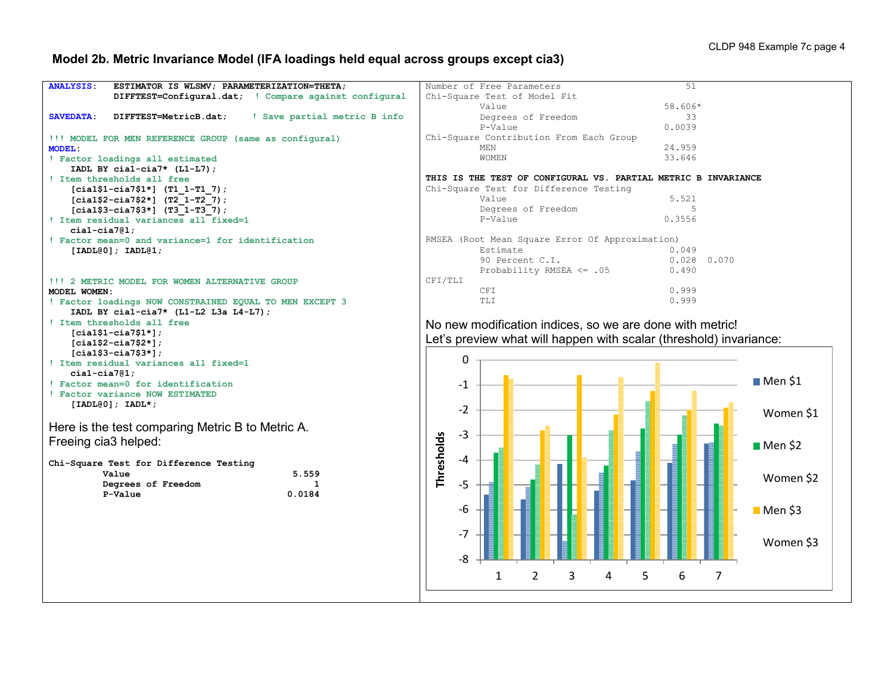## Model 2b. Metric Invariance Model (IFA loadings held equal across groups except cia3)

```
ANALYSIS:   ESTIMATOR IS WLSMV; PARAMETERIZATION=THETA;
            DIFFTEST=Configural.dat;  ! Compare against configural

SAVEDATA:   DIFFTEST=MetricB.dat;     ! Save partial metric B info

!!! MODEL FOR MEN REFERENCE GROUP (same as configural)
MODEL:
! Factor loadings all estimated
    IADL BY cia1-cia7* (L1-L7);
! Item thresholds all free
    [cia1$1-cia7$1*] (T1_1-T1_7);
    [cia1$2-cia7$2*] (T2_1-T2_7);
    [cia1$3-cia7$3*] (T3_1-T3_7);
! Item residual variances all fixed=1
    cia1-cia7@1;
! Factor mean=0 and variance=1 for identification
    [IADL@0]; IADL@1;


!!! 2 METRIC MODEL FOR WOMEN ALTERNATIVE GROUP
MODEL WOMEN:
! Factor loadings NOW CONSTRAINED EQUAL TO MEN EXCEPT 3
    IADL BY cia1-cia7* (L1-L2 L3a L4-L7);
! Item thresholds all free
    [cia1$1-cia7$1*];
    [cia1$2-cia7$2*];
    [cia1$3-cia7$3*];
! Item residual variances all fixed=1
    cia1-cia7@1;
! Factor mean=0 for identification
! Factor variance NOW ESTIMATED
    [IADL@0]; IADL*;
```

Here is the test comparing Metric B to Metric A.
Freeing cia3 helped:

```
Chi-Square Test for Difference Testing
          Value                          5.559
          Degrees of Freedom                 1
          P-Value                       0.0184
```

```
Number of Free Parameters                       51
Chi-Square Test of Model Fit
          Value                             58.606*
          Degrees of Freedom                    33
          P-Value                           0.0039
Chi-Square Contribution From Each Group
          MEN                               24.959
          WOMEN                             33.646

THIS IS THE TEST OF CONFIGURAL VS. PARTIAL METRIC B INVARIANCE
Chi-Square Test for Difference Testing
          Value                              5.521
          Degrees of Freedom                     5
          P-Value                           0.3556

RMSEA (Root Mean Square Error Of Approximation)
          Estimate                           0.049
          90 Percent C.I.                    0.028  0.070
          Probability RMSEA <= .05           0.490
CFI/TLI
          CFI                                0.999
          TLI                                0.999
```

No new modification indices, so we are done with metric!
Let's preview what will happen with scalar (threshold) invariance: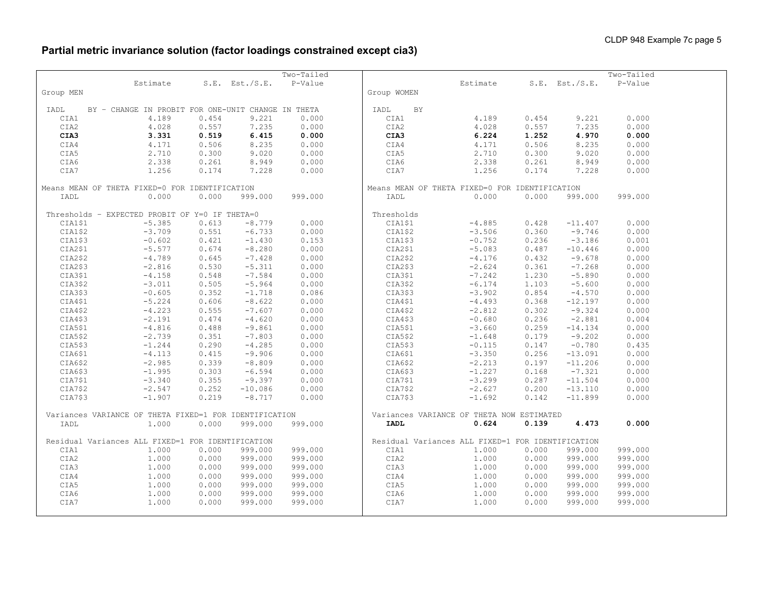## Partial metric invariance solution (factor loadings constrained except cia3)

```
                                                    Two-Tailed
                    Estimate       S.E.  Est./S.E.    P-Value
Group MEN

 IADL     BY - CHANGE IN PROBIT FOR ONE-UNIT CHANGE IN THETA
    CIA1               4.189      0.454      9.221      0.000
    CIA2               4.028      0.557      7.235      0.000
    CIA3               3.331      0.519      6.415      0.000
    CIA4               4.171      0.506      8.235      0.000
    CIA5               2.710      0.300      9.020      0.000
    CIA6               2.338      0.261      8.949      0.000
    CIA7               1.256      0.174      7.228      0.000

Means MEAN OF THETA FIXED=0 FOR IDENTIFICATION
    IADL               0.000      0.000    999.000    999.000

 Thresholds - EXPECTED PROBIT OF Y=0 IF THETA=0
    CIA1$1            -5.385      0.613     -8.779      0.000
    CIA1$2            -3.709      0.551     -6.733      0.000
    CIA1$3            -0.602      0.421     -1.430      0.153
    CIA2$1            -5.577      0.674     -8.280      0.000
    CIA2$2            -4.789      0.645     -7.428      0.000
    CIA2$3            -2.816      0.530     -5.311      0.000
    CIA3$1            -4.158      0.548     -7.584      0.000
    CIA3$2            -3.011      0.505     -5.964      0.000
    CIA3$3            -0.605      0.352     -1.718      0.086
    CIA4$1            -5.224      0.606     -8.622      0.000
    CIA4$2            -4.223      0.555     -7.607      0.000
    CIA4$3            -2.191      0.474     -4.620      0.000
    CIA5$1            -4.816      0.488     -9.861      0.000
    CIA5$2            -2.739      0.351     -7.803      0.000
    CIA5$3            -1.244      0.290     -4.285      0.000
    CIA6$1            -4.113      0.415     -9.906      0.000
    CIA6$2            -2.985      0.339     -8.809      0.000
    CIA6$3            -1.995      0.303     -6.594      0.000
    CIA7$1            -3.340      0.355     -9.397      0.000
    CIA7$2            -2.547      0.252    -10.086      0.000
    CIA7$3            -1.907      0.219     -8.717      0.000

 Variances VARIANCE OF THETA FIXED=1 FOR IDENTIFICATION
    IADL               1.000      0.000    999.000    999.000

 Residual Variances ALL FIXED=1 FOR IDENTIFICATION
    CIA1               1.000      0.000    999.000    999.000
    CIA2               1.000      0.000    999.000    999.000
    CIA3               1.000      0.000    999.000    999.000
    CIA4               1.000      0.000    999.000    999.000
    CIA5               1.000      0.000    999.000    999.000
    CIA6               1.000      0.000    999.000    999.000
    CIA7               1.000      0.000    999.000    999.000
```

```
                                                    Two-Tailed
                    Estimate       S.E.  Est./S.E.    P-Value
Group WOMEN

 IADL     BY
    CIA1               4.189      0.454      9.221      0.000
    CIA2               4.028      0.557      7.235      0.000
    CIA3               6.224      1.252      4.970      0.000
    CIA4               4.171      0.506      8.235      0.000
    CIA5               2.710      0.300      9.020      0.000
    CIA6               2.338      0.261      8.949      0.000
    CIA7               1.256      0.174      7.228      0.000

Means MEAN OF THETA FIXED=0 FOR IDENTIFICATION
    IADL               0.000      0.000    999.000    999.000

 Thresholds
    CIA1$1            -4.885      0.428    -11.407      0.000
    CIA1$2            -3.506      0.360     -9.746      0.000
    CIA1$3            -0.752      0.236     -3.186      0.001
    CIA2$1            -5.083      0.487    -10.446      0.000
    CIA2$2            -4.176      0.432     -9.678      0.000
    CIA2$3            -2.624      0.361     -7.268      0.000
    CIA3$1            -7.242      1.230     -5.890      0.000
    CIA3$2            -6.174      1.103     -5.600      0.000
    CIA3$3            -3.902      0.854     -4.570      0.000
    CIA4$1            -4.493      0.368    -12.197      0.000
    CIA4$2            -2.812      0.302     -9.324      0.000
    CIA4$3            -0.680      0.236     -2.881      0.004
    CIA5$1            -3.660      0.259    -14.134      0.000
    CIA5$2            -1.648      0.179     -9.202      0.000
    CIA5$3            -0.115      0.147     -0.780      0.435
    CIA6$1            -3.350      0.256    -13.091      0.000
    CIA6$2            -2.213      0.197    -11.206      0.000
    CIA6$3            -1.227      0.168     -7.321      0.000
    CIA7$1            -3.299      0.287    -11.504      0.000
    CIA7$2            -2.627      0.200    -13.110      0.000
    CIA7$3            -1.692      0.142    -11.899      0.000

 Variances VARIANCE OF THETA NOW ESTIMATED
    IADL               0.624      0.139      4.473      0.000

 Residual Variances ALL FIXED=1 FOR IDENTIFICATION
    CIA1               1.000      0.000    999.000    999.000
    CIA2               1.000      0.000    999.000    999.000
    CIA3               1.000      0.000    999.000    999.000
    CIA4               1.000      0.000    999.000    999.000
    CIA5               1.000      0.000    999.000    999.000
    CIA6               1.000      0.000    999.000    999.000
    CIA7               1.000      0.000    999.000    999.000
```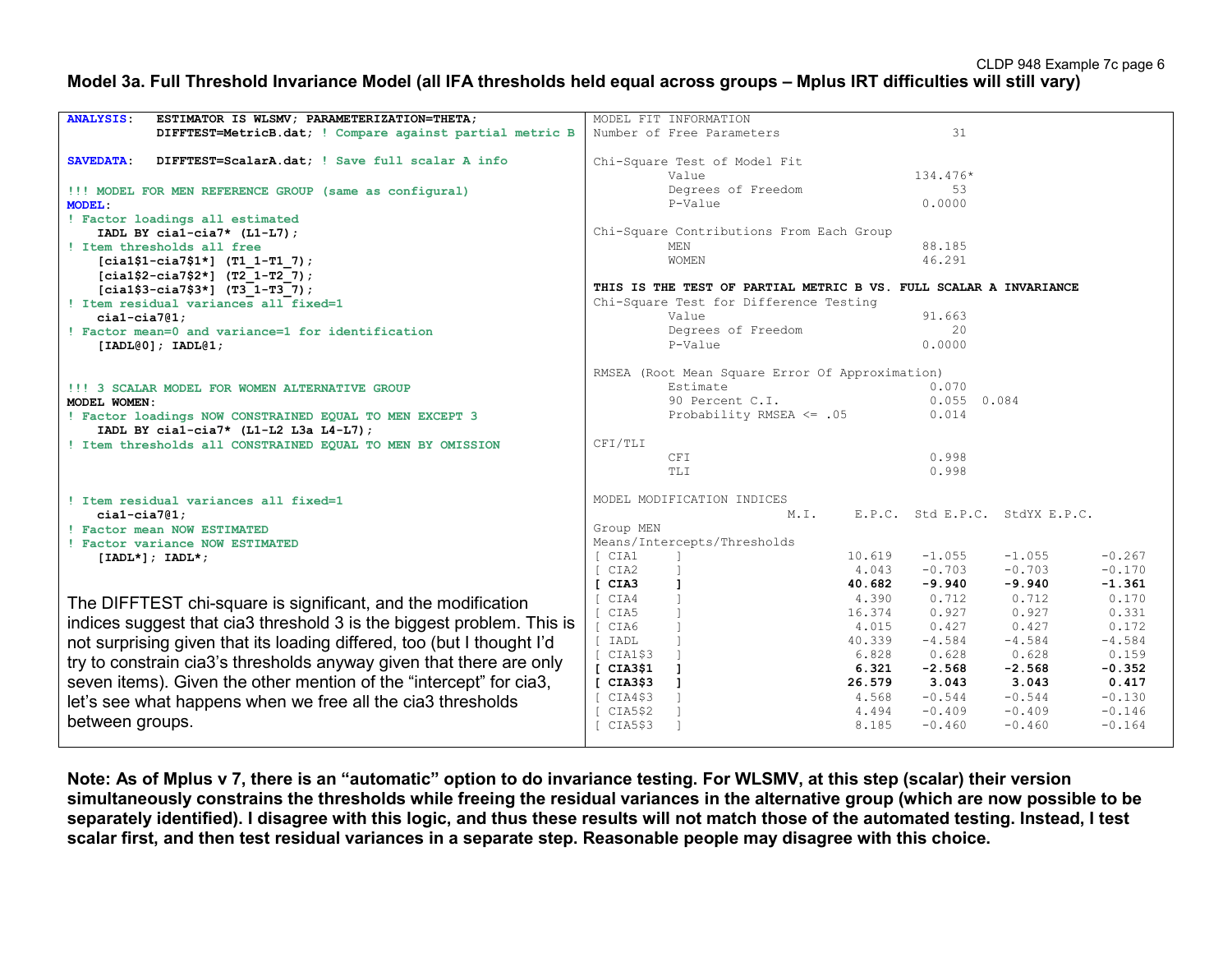## Model 3a. Full Threshold Invariance Model (all IFA thresholds held equal across groups – Mplus IRT difficulties will still vary)

```
ANALYSIS:   ESTIMATOR IS WLSMV; PARAMETERIZATION=THETA;
            DIFFTEST=MetricB.dat; ! Compare against partial metric B

SAVEDATA:   DIFFTEST=ScalarA.dat; ! Save full scalar A info

!!! MODEL FOR MEN REFERENCE GROUP (same as configural)
MODEL:
! Factor loadings all estimated
    IADL BY cia1-cia7* (L1-L7);
! Item thresholds all free
    [cia1$1-cia7$1*] (T1_1-T1_7);
    [cia1$2-cia7$2*] (T2_1-T2_7);
    [cia1$3-cia7$3*] (T3_1-T3_7);
! Item residual variances all fixed=1
    cia1-cia7@1;
! Factor mean=0 and variance=1 for identification
    [IADL@0]; IADL@1;


!!! 3 SCALAR MODEL FOR WOMEN ALTERNATIVE GROUP
MODEL WOMEN:
! Factor loadings NOW CONSTRAINED EQUAL TO MEN EXCEPT 3
    IADL BY cia1-cia7* (L1-L2 L3a L4-L7);
! Item thresholds all CONSTRAINED EQUAL TO MEN BY OMISSION


! Item residual variances all fixed=1
    cia1-cia7@1;
! Factor mean NOW ESTIMATED
! Factor variance NOW ESTIMATED
    [IADL*]; IADL*;
```

The DIFFTEST chi-square is significant, and the modification indices suggest that cia3 threshold 3 is the biggest problem. This is not surprising given that its loading differed, too (but I thought I'd try to constrain cia3's thresholds anyway given that there are only seven items). Given the other mention of the "intercept" for cia3, let's see what happens when we free all the cia3 thresholds between groups.

```
MODEL FIT INFORMATION
Number of Free Parameters                        31

Chi-Square Test of Model Fit
          Value                             134.476*
          Degrees of Freedom                     53
          P-Value                            0.0000

Chi-Square Contributions From Each Group
          MEN                                88.185
          WOMEN                              46.291

THIS IS THE TEST OF PARTIAL METRIC B VS. FULL SCALAR A INVARIANCE
Chi-Square Test for Difference Testing
          Value                              91.663
          Degrees of Freedom                     20
          P-Value                            0.0000

RMSEA (Root Mean Square Error Of Approximation)
          Estimate                            0.070
          90 Percent C.I.                     0.055  0.084
          Probability RMSEA <= .05            0.014

CFI/TLI
          CFI                                 0.998
          TLI                                 0.998

MODEL MODIFICATION INDICES
                         M.I.     E.P.C.  Std E.P.C.  StdYX E.P.C.
Group MEN
Means/Intercepts/Thresholds
[ CIA1     ]           10.619    -1.055     -1.055      -0.267
[ CIA2     ]            4.043    -0.703     -0.703      -0.170
[ CIA3     ]           40.682    -9.940     -9.940      -1.361
[ CIA4     ]            4.390     0.712      0.712       0.170
[ CIA5     ]           16.374     0.927      0.927       0.331
[ CIA6     ]            4.015     0.427      0.427       0.172
[ IADL     ]           40.339    -4.584     -4.584      -4.584
[ CIA1$3   ]            6.828     0.628      0.628       0.159
[ CIA3$1   ]            6.321    -2.568     -2.568      -0.352
[ CIA3$3   ]           26.579     3.043      3.043       0.417
[ CIA4$3   ]            4.568    -0.544     -0.544      -0.130
[ CIA5$2   ]            4.494    -0.409     -0.409      -0.146
[ CIA5$3   ]            8.185    -0.460     -0.460      -0.164
```

**Note: As of Mplus v 7, there is an "automatic" option to do invariance testing. For WLSMV, at this step (scalar) their version simultaneously constrains the thresholds while freeing the residual variances in the alternative group (which are now possible to be separately identified). I disagree with this logic, and thus these results will not match those of the automated testing. Instead, I test scalar first, and then test residual variances in a separate step. Reasonable people may disagree with this choice.**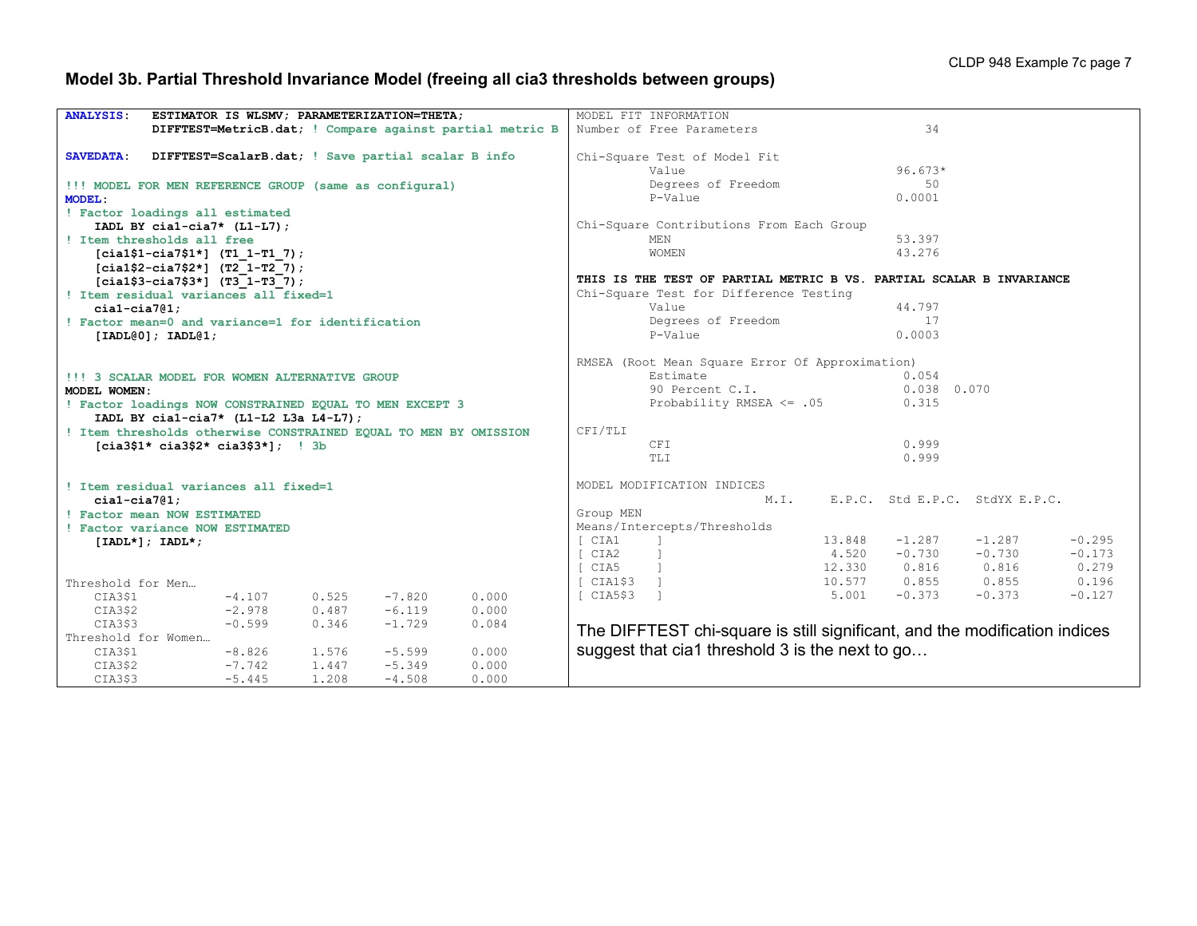## Model 3b. Partial Threshold Invariance Model (freeing all cia3 thresholds between groups)

```
ANALYSIS:   ESTIMATOR IS WLSMV; PARAMETERIZATION=THETA;
            DIFFTEST=MetricB.dat; ! Compare against partial metric B

SAVEDATA:   DIFFTEST=ScalarB.dat; ! Save partial scalar B info

!!! MODEL FOR MEN REFERENCE GROUP (same as configural)
MODEL:
! Factor loadings all estimated
   IADL BY cia1-cia7* (L1-L7);
! Item thresholds all free
   [cia1$1-cia7$1*] (T1_1-T1_7);
   [cia1$2-cia7$2*] (T2_1-T2_7);
   [cia1$3-cia7$3*] (T3_1-T3_7);
! Item residual variances all fixed=1
   cia1-cia7@1;
! Factor mean=0 and variance=1 for identification
   [IADL@0]; IADL@1;


!!! 3 SCALAR MODEL FOR WOMEN ALTERNATIVE GROUP
MODEL WOMEN:
! Factor loadings NOW CONSTRAINED EQUAL TO MEN EXCEPT 3
   IADL BY cia1-cia7* (L1-L2 L3a L4-L7);
! Item thresholds otherwise CONSTRAINED EQUAL TO MEN BY OMISSION
   [cia3$1* cia3$2* cia3$3*];  ! 3b


! Item residual variances all fixed=1
   cia1-cia7@1;
! Factor mean NOW ESTIMATED
! Factor variance NOW ESTIMATED
   [IADL*]; IADL*;


Threshold for Men…
   CIA3$1          -4.107     0.525    -7.820     0.000
   CIA3$2          -2.978     0.487    -6.119     0.000
   CIA3$3          -0.599     0.346    -1.729     0.084
Threshold for Women…
   CIA3$1          -8.826     1.576    -5.599     0.000
   CIA3$2          -7.742     1.447    -5.349     0.000
   CIA3$3          -5.445     1.208    -4.508     0.000
```

```
MODEL FIT INFORMATION
Number of Free Parameters                        34

Chi-Square Test of Model Fit
          Value                              96.673*
          Degrees of Freedom                      50
          P-Value                             0.0001

Chi-Square Contributions From Each Group
          MEN                                 53.397
          WOMEN                               43.276

THIS IS THE TEST OF PARTIAL METRIC B VS. PARTIAL SCALAR B INVARIANCE
Chi-Square Test for Difference Testing
          Value                               44.797
          Degrees of Freedom                      17
          P-Value                             0.0003

RMSEA (Root Mean Square Error Of Approximation)
          Estimate                             0.054
          90 Percent C.I.                      0.038  0.070
          Probability RMSEA <= .05             0.315

CFI/TLI
          CFI                                  0.999
          TLI                                  0.999

MODEL MODIFICATION INDICES
                              M.I.     E.P.C.  Std E.P.C.  StdYX E.P.C.
Group MEN
Means/Intercepts/Thresholds
[ CIA1     ]                13.848    -1.287     -1.287      -0.295
[ CIA2     ]                 4.520    -0.730     -0.730      -0.173
[ CIA5     ]                12.330     0.816      0.816       0.279
[ CIA1$3   ]                10.577     0.855      0.855       0.196
[ CIA5$3   ]                 5.001    -0.373     -0.373      -0.127
```

The DIFFTEST chi-square is still significant, and the modification indices suggest that cia1 threshold 3 is the next to go…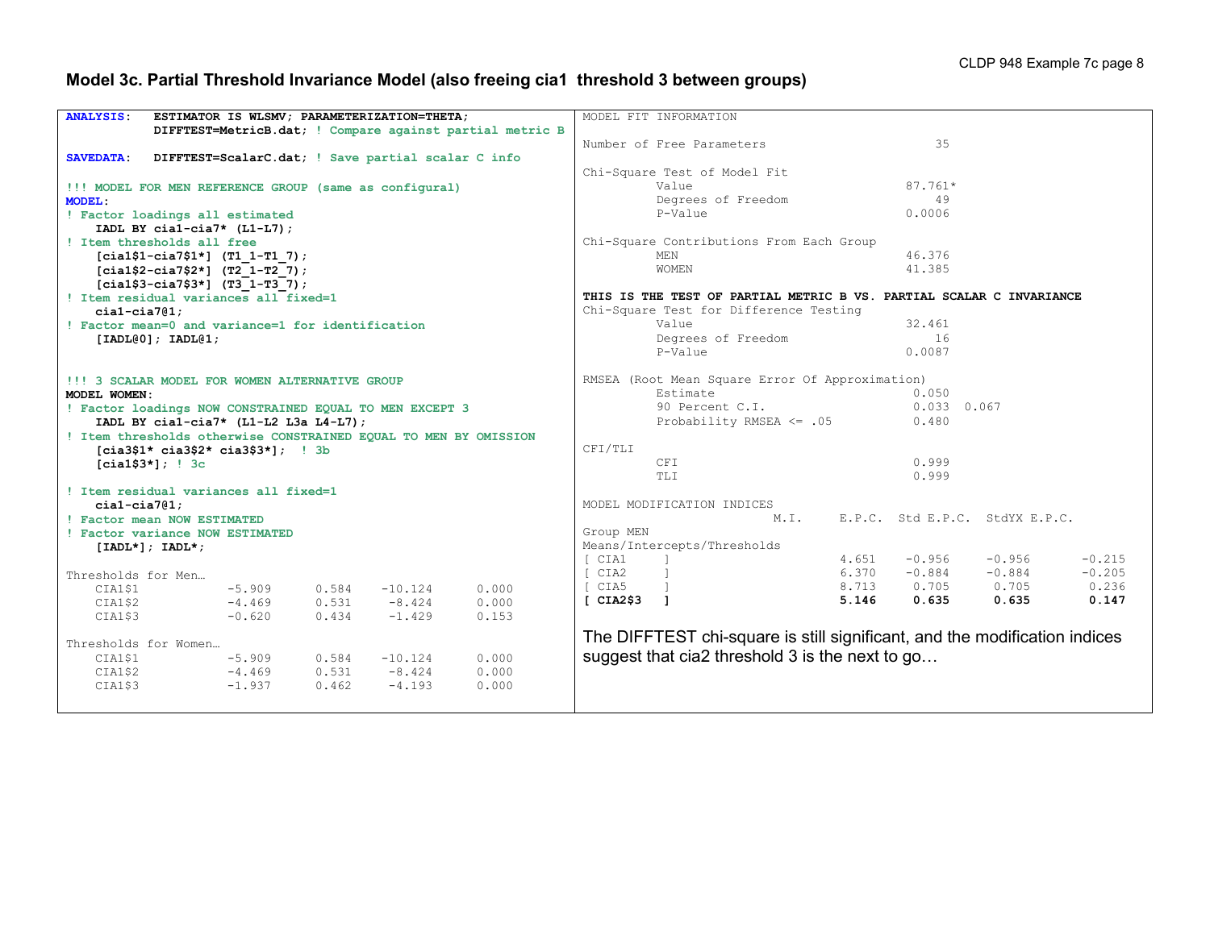## Model 3c. Partial Threshold Invariance Model (also freeing cia1 threshold 3 between groups)

```
ANALYSIS:   ESTIMATOR IS WLSMV; PARAMETERIZATION=THETA;
            DIFFTEST=MetricB.dat; ! Compare against partial metric B

SAVEDATA:   DIFFTEST=ScalarC.dat; ! Save partial scalar C info

!!! MODEL FOR MEN REFERENCE GROUP (same as configural)
MODEL:
! Factor loadings all estimated
    IADL BY cia1-cia7* (L1-L7);
! Item thresholds all free
    [cia1$1-cia7$1*] (T1_1-T1_7);
    [cia1$2-cia7$2*] (T2_1-T2_7);
    [cia1$3-cia7$3*] (T3_1-T3_7);
! Item residual variances all fixed=1
    cia1-cia7@1;
! Factor mean=0 and variance=1 for identification
    [IADL@0]; IADL@1;


!!! 3 SCALAR MODEL FOR WOMEN ALTERNATIVE GROUP
MODEL WOMEN:
! Factor loadings NOW CONSTRAINED EQUAL TO MEN EXCEPT 3
    IADL BY cia1-cia7* (L1-L2 L3a L4-L7);
! Item thresholds otherwise CONSTRAINED EQUAL TO MEN BY OMISSION
    [cia3$1* cia3$2* cia3$3*];  ! 3b
    [cia1$3*]; ! 3c

! Item residual variances all fixed=1
    cia1-cia7@1;
! Factor mean NOW ESTIMATED
! Factor variance NOW ESTIMATED
    [IADL*]; IADL*;

Thresholds for Men…
    CIA1$1           -5.909      0.584    -10.124      0.000
    CIA1$2           -4.469      0.531     -8.424      0.000
    CIA1$3           -0.620      0.434     -1.429      0.153

Thresholds for Women…
    CIA1$1           -5.909      0.584    -10.124      0.000
    CIA1$2           -4.469      0.531     -8.424      0.000
    CIA1$3           -1.937      0.462     -4.193      0.000
```

```
MODEL FIT INFORMATION

Number of Free Parameters                       35

Chi-Square Test of Model Fit
          Value                             87.761*
          Degrees of Freedom                    49
          P-Value                           0.0006

Chi-Square Contributions From Each Group
          MEN                               46.376
          WOMEN                             41.385

THIS IS THE TEST OF PARTIAL METRIC B VS. PARTIAL SCALAR C INVARIANCE
Chi-Square Test for Difference Testing
          Value                             32.461
          Degrees of Freedom                    16
          P-Value                           0.0087

RMSEA (Root Mean Square Error Of Approximation)
          Estimate                           0.050
          90 Percent C.I.                    0.033  0.067
          Probability RMSEA <= .05           0.480

CFI/TLI
          CFI                                0.999
          TLI                                0.999

MODEL MODIFICATION INDICES
                          M.I.     E.P.C.  Std E.P.C.  StdYX E.P.C.
Group MEN
Means/Intercepts/Thresholds
[ CIA1     ]              4.651    -0.956    -0.956      -0.215
[ CIA2     ]              6.370    -0.884    -0.884      -0.205
[ CIA5     ]              8.713     0.705     0.705       0.236
[ CIA2$3   ]              5.146     0.635     0.635       0.147
```

The DIFFTEST chi-square is still significant, and the modification indices suggest that cia2 threshold 3 is the next to go…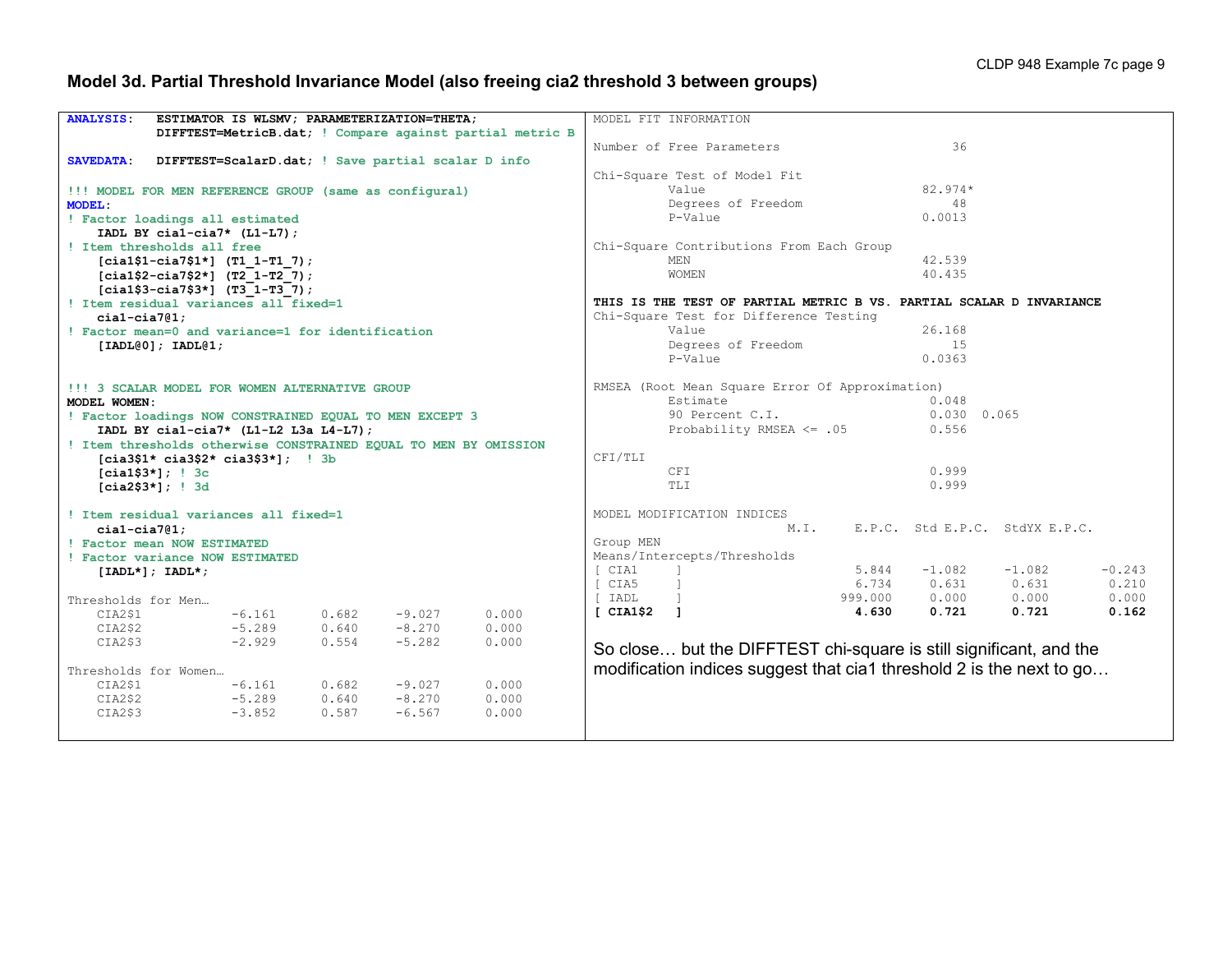## Model 3d. Partial Threshold Invariance Model (also freeing cia2 threshold 3 between groups)

```
ANALYSIS:   ESTIMATOR IS WLSMV; PARAMETERIZATION=THETA;
            DIFFTEST=MetricB.dat; ! Compare against partial metric B

SAVEDATA:   DIFFTEST=ScalarD.dat; ! Save partial scalar D info

!!! MODEL FOR MEN REFERENCE GROUP (same as configural)
MODEL:
! Factor loadings all estimated
    IADL BY cia1-cia7* (L1-L7);
! Item thresholds all free
    [cia1$1-cia7$1*] (T1_1-T1_7);
    [cia1$2-cia7$2*] (T2_1-T2_7);
    [cia1$3-cia7$3*] (T3_1-T3_7);
! Item residual variances all fixed=1
    cia1-cia7@1;
! Factor mean=0 and variance=1 for identification
    [IADL@0]; IADL@1;


!!! 3 SCALAR MODEL FOR WOMEN ALTERNATIVE GROUP
MODEL WOMEN:
! Factor loadings NOW CONSTRAINED EQUAL TO MEN EXCEPT 3
    IADL BY cia1-cia7* (L1-L2 L3a L4-L7);
! Item thresholds otherwise CONSTRAINED EQUAL TO MEN BY OMISSION
    [cia3$1* cia3$2* cia3$3*];  ! 3b
    [cia1$3*]; ! 3c
    [cia2$3*]; ! 3d

! Item residual variances all fixed=1
    cia1-cia7@1;
! Factor mean NOW ESTIMATED
! Factor variance NOW ESTIMATED
    [IADL*]; IADL*;

Thresholds for Men…
    CIA2$1           -6.161      0.682     -9.027      0.000
    CIA2$2           -5.289      0.640     -8.270      0.000
    CIA2$3           -2.929      0.554     -5.282      0.000

Thresholds for Women…
    CIA2$1           -6.161      0.682     -9.027      0.000
    CIA2$2           -5.289      0.640     -8.270      0.000
    CIA2$3           -3.852      0.587     -6.567      0.000
```

```
MODEL FIT INFORMATION

Number of Free Parameters                       36

Chi-Square Test of Model Fit
          Value                             82.974*
          Degrees of Freedom                    48
          P-Value                           0.0013

Chi-Square Contributions From Each Group
          MEN                               42.539
          WOMEN                             40.435

THIS IS THE TEST OF PARTIAL METRIC B VS. PARTIAL SCALAR D INVARIANCE
Chi-Square Test for Difference Testing
          Value                             26.168
          Degrees of Freedom                    15
          P-Value                           0.0363

RMSEA (Root Mean Square Error Of Approximation)
          Estimate                           0.048
          90 Percent C.I.                    0.030  0.065
          Probability RMSEA <= .05           0.556

CFI/TLI
          CFI                                0.999
          TLI                                0.999

MODEL MODIFICATION INDICES
                          M.I.     E.P.C.  Std E.P.C.  StdYX E.P.C.
Group MEN
Means/Intercepts/Thresholds
[ CIA1     ]              5.844    -1.082     -1.082      -0.243
[ CIA5     ]              6.734     0.631      0.631       0.210
[ IADL     ]            999.000     0.000      0.000       0.000
[ CIA1$2   ]              4.630     0.721      0.721       0.162
```

So close… but the DIFFTEST chi-square is still significant, and the modification indices suggest that cia1 threshold 2 is the next to go…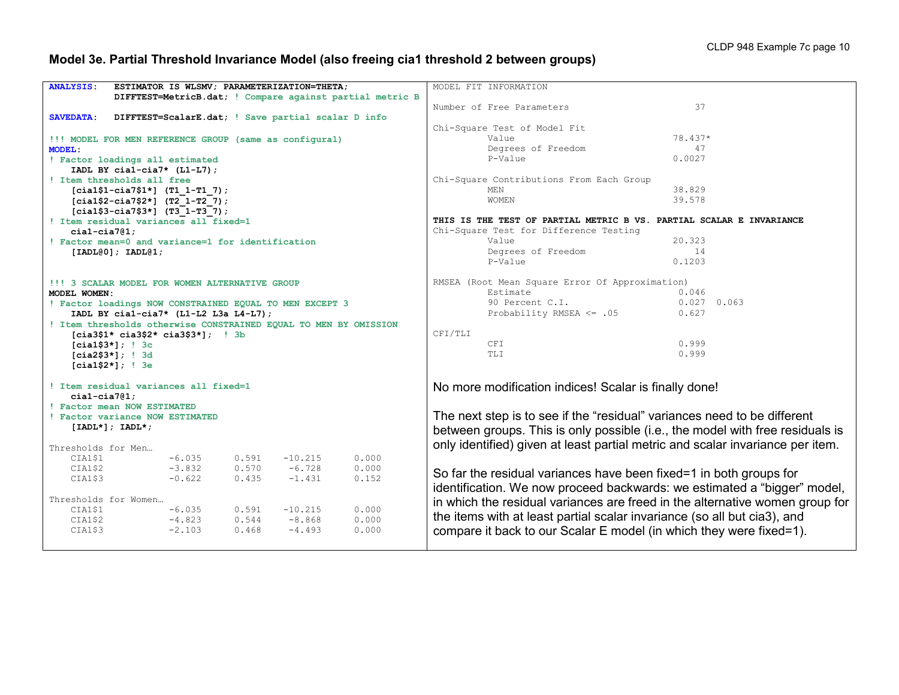## Model 3e. Partial Threshold Invariance Model (also freeing cia1 threshold 2 between groups)

```
ANALYSIS:   ESTIMATOR IS WLSMV; PARAMETERIZATION=THETA;
            DIFFTEST=MetricB.dat; ! Compare against partial metric B

SAVEDATA:   DIFFTEST=ScalarE.dat; ! Save partial scalar D info

!!! MODEL FOR MEN REFERENCE GROUP (same as configural)
MODEL:
! Factor loadings all estimated
    IADL BY cia1-cia7* (L1-L7);
! Item thresholds all free
    [cia1$1-cia7$1*] (T1_1-T1_7);
    [cia1$2-cia7$2*] (T2_1-T2_7);
    [cia1$3-cia7$3*] (T3_1-T3_7);
! Item residual variances all fixed=1
    cia1-cia7@1;
! Factor mean=0 and variance=1 for identification
    [IADL@0]; IADL@1;


!!! 3 SCALAR MODEL FOR WOMEN ALTERNATIVE GROUP
MODEL WOMEN:
! Factor loadings NOW CONSTRAINED EQUAL TO MEN EXCEPT 3
    IADL BY cia1-cia7* (L1-L2 L3a L4-L7);
! Item thresholds otherwise CONSTRAINED EQUAL TO MEN BY OMISSION
    [cia3$1* cia3$2* cia3$3*];  ! 3b
    [cia1$3*]; ! 3c
    [cia2$3*]; ! 3d
    [cia1$2*]; ! 3e

! Item residual variances all fixed=1
    cia1-cia7@1;
! Factor mean NOW ESTIMATED
! Factor variance NOW ESTIMATED
    [IADL*]; IADL*;

Thresholds for Men…
    CIA1$1          -6.035      0.591    -10.215      0.000
    CIA1$2          -3.832      0.570     -6.728      0.000
    CIA1$3          -0.622      0.435     -1.431      0.152

Thresholds for Women…
    CIA1$1          -6.035      0.591    -10.215      0.000
    CIA1$2          -4.823      0.544     -8.868      0.000
    CIA1$3          -2.103      0.468     -4.493      0.000
```

```
MODEL FIT INFORMATION

Number of Free Parameters                        37

Chi-Square Test of Model Fit
          Value                              78.437*
          Degrees of Freedom                     47
          P-Value                            0.0027

Chi-Square Contributions From Each Group
          MEN                                38.829
          WOMEN                              39.578

THIS IS THE TEST OF PARTIAL METRIC B VS. PARTIAL SCALAR E INVARIANCE
Chi-Square Test for Difference Testing
          Value                              20.323
          Degrees of Freedom                     14
          P-Value                            0.1203

RMSEA (Root Mean Square Error Of Approximation)
          Estimate                            0.046
          90 Percent C.I.                     0.027  0.063
          Probability RMSEA <= .05            0.627

CFI/TLI
          CFI                                 0.999
          TLI                                 0.999
```

No more modification indices! Scalar is finally done!

The next step is to see if the "residual" variances need to be different between groups. This is only possible (i.e., the model with free residuals is only identified) given at least partial metric and scalar invariance per item.

So far the residual variances have been fixed=1 in both groups for identification. We now proceed backwards: we estimated a "bigger" model, in which the residual variances are freed in the alternative women group for the items with at least partial scalar invariance (so all but cia3), and compare it back to our Scalar E model (in which they were fixed=1).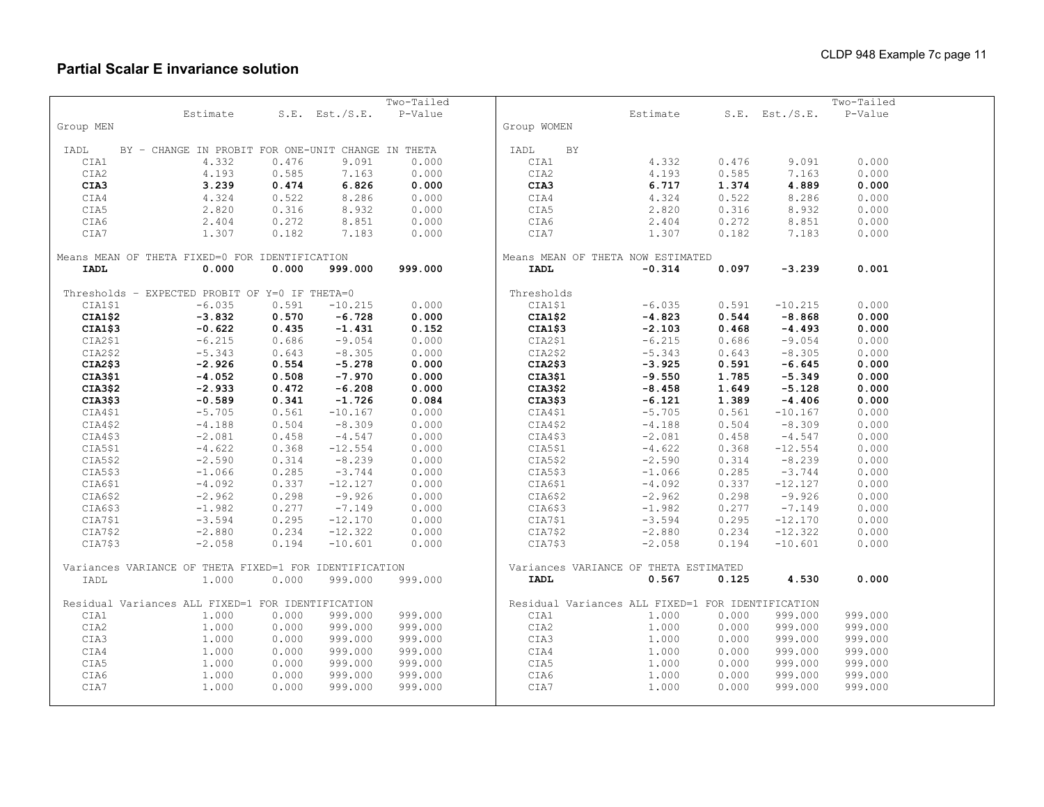# Partial Scalar E invariance solution

```
                                                    Two-Tailed
                    Estimate       S.E.  Est./S.E.    P-Value
Group MEN

 IADL     BY - CHANGE IN PROBIT FOR ONE-UNIT CHANGE IN THETA
    CIA1               4.332      0.476      9.091      0.000
    CIA2               4.193      0.585      7.163      0.000
    CIA3               3.239      0.474      6.826      0.000
    CIA4               4.324      0.522      8.286      0.000
    CIA5               2.820      0.316      8.932      0.000
    CIA6               2.404      0.272      8.851      0.000
    CIA7               1.307      0.182      7.183      0.000

Means MEAN OF THETA FIXED=0 FOR IDENTIFICATION
    IADL               0.000      0.000    999.000    999.000

 Thresholds - EXPECTED PROBIT OF Y=0 IF THETA=0
    CIA1$1            -6.035      0.591    -10.215      0.000
    CIA1$2            -3.832      0.570     -6.728      0.000
    CIA1$3            -0.622      0.435     -1.431      0.152
    CIA2$1            -6.215      0.686     -9.054      0.000
    CIA2$2            -5.343      0.643     -8.305      0.000
    CIA2$3            -2.926      0.554     -5.278      0.000
    CIA3$1            -4.052      0.508     -7.970      0.000
    CIA3$2            -2.933      0.472     -6.208      0.000
    CIA3$3            -0.589      0.341     -1.726      0.084
    CIA4$1            -5.705      0.561    -10.167      0.000
    CIA4$2            -4.188      0.504     -8.309      0.000
    CIA4$3            -2.081      0.458     -4.547      0.000
    CIA5$1            -4.622      0.368    -12.554      0.000
    CIA5$2            -2.590      0.314     -8.239      0.000
    CIA5$3            -1.066      0.285     -3.744      0.000
    CIA6$1            -4.092      0.337    -12.127      0.000
    CIA6$2            -2.962      0.298     -9.926      0.000
    CIA6$3            -1.982      0.277     -7.149      0.000
    CIA7$1            -3.594      0.295    -12.170      0.000
    CIA7$2            -2.880      0.234    -12.322      0.000
    CIA7$3            -2.058      0.194    -10.601      0.000

 Variances VARIANCE OF THETA FIXED=1 FOR IDENTIFICATION
    IADL               1.000      0.000    999.000    999.000

 Residual Variances ALL FIXED=1 FOR IDENTIFICATION
    CIA1               1.000      0.000    999.000    999.000
    CIA2               1.000      0.000    999.000    999.000
    CIA3               1.000      0.000    999.000    999.000
    CIA4               1.000      0.000    999.000    999.000
    CIA5               1.000      0.000    999.000    999.000
    CIA6               1.000      0.000    999.000    999.000
    CIA7               1.000      0.000    999.000    999.000
```

```
                                                    Two-Tailed
                    Estimate       S.E.  Est./S.E.    P-Value
Group WOMEN

 IADL     BY
    CIA1               4.332      0.476      9.091      0.000
    CIA2               4.193      0.585      7.163      0.000
    CIA3               6.717      1.374      4.889      0.000
    CIA4               4.324      0.522      8.286      0.000
    CIA5               2.820      0.316      8.932      0.000
    CIA6               2.404      0.272      8.851      0.000
    CIA7               1.307      0.182      7.183      0.000

Means MEAN OF THETA NOW ESTIMATED
    IADL              -0.314      0.097     -3.239      0.001

 Thresholds
    CIA1$1            -6.035      0.591    -10.215      0.000
    CIA1$2            -4.823      0.544     -8.868      0.000
    CIA1$3            -2.103      0.468     -4.493      0.000
    CIA2$1            -6.215      0.686     -9.054      0.000
    CIA2$2            -5.343      0.643     -8.305      0.000
    CIA2$3            -3.925      0.591     -6.645      0.000
    CIA3$1            -9.550      1.785     -5.349      0.000
    CIA3$2            -8.458      1.649     -5.128      0.000
    CIA3$3            -6.121      1.389     -4.406      0.000
    CIA4$1            -5.705      0.561    -10.167      0.000
    CIA4$2            -4.188      0.504     -8.309      0.000
    CIA4$3            -2.081      0.458     -4.547      0.000
    CIA5$1            -4.622      0.368    -12.554      0.000
    CIA5$2            -2.590      0.314     -8.239      0.000
    CIA5$3            -1.066      0.285     -3.744      0.000
    CIA6$1            -4.092      0.337    -12.127      0.000
    CIA6$2            -2.962      0.298     -9.926      0.000
    CIA6$3            -1.982      0.277     -7.149      0.000
    CIA7$1            -3.594      0.295    -12.170      0.000
    CIA7$2            -2.880      0.234    -12.322      0.000
    CIA7$3            -2.058      0.194    -10.601      0.000

 Variances VARIANCE OF THETA ESTIMATED
    IADL               0.567      0.125      4.530      0.000

 Residual Variances ALL FIXED=1 FOR IDENTIFICATION
    CIA1               1.000      0.000    999.000    999.000
    CIA2               1.000      0.000    999.000    999.000
    CIA3               1.000      0.000    999.000    999.000
    CIA4               1.000      0.000    999.000    999.000
    CIA5               1.000      0.000    999.000    999.000
    CIA6               1.000      0.000    999.000    999.000
    CIA7               1.000      0.000    999.000    999.000
```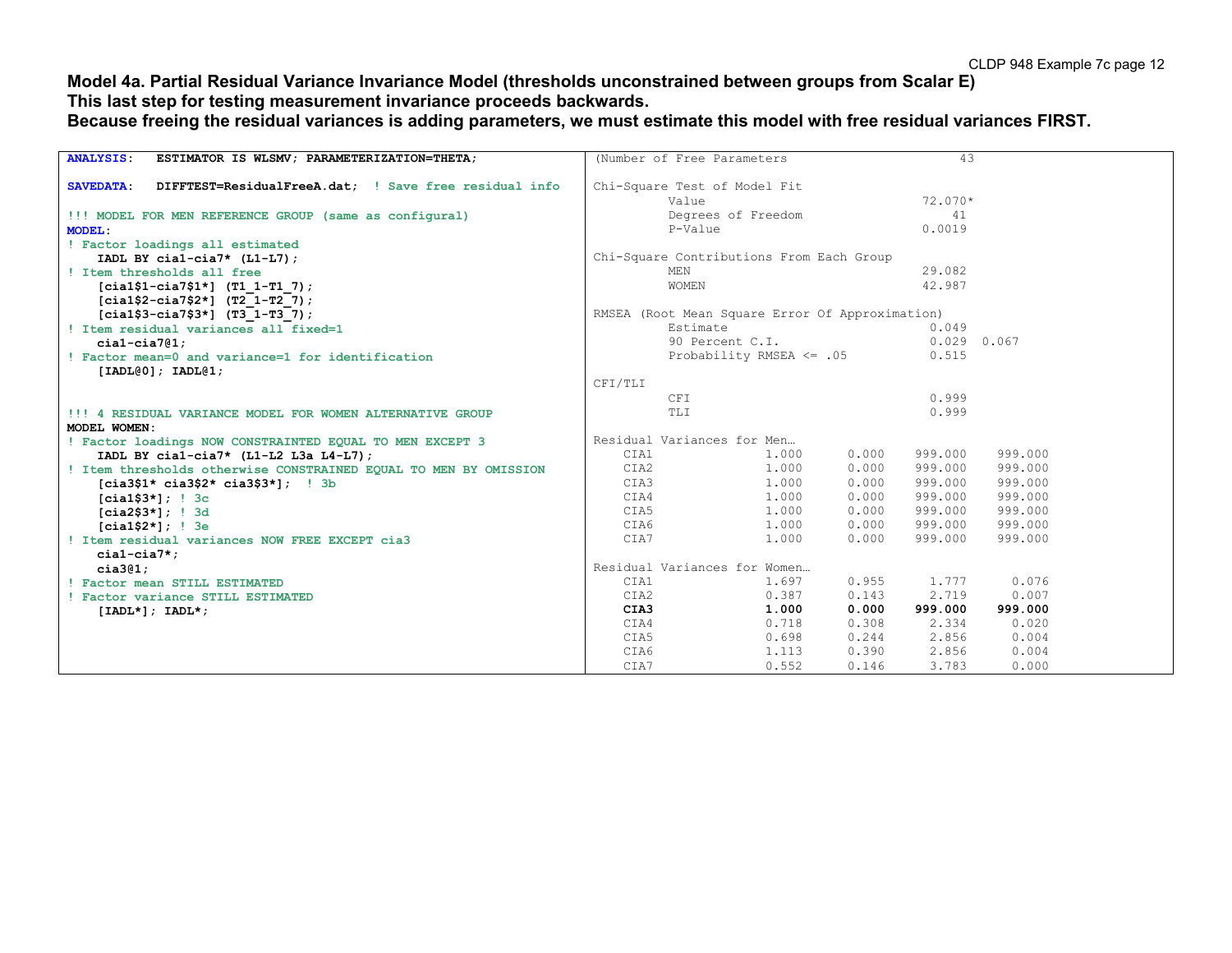**Model 4a. Partial Residual Variance Invariance Model (thresholds unconstrained between groups from Scalar E)**
**This last step for testing measurement invariance proceeds backwards.**
**Because freeing the residual variances is adding parameters, we must estimate this model with free residual variances FIRST.**

```
ANALYSIS:   ESTIMATOR IS WLSMV; PARAMETERIZATION=THETA;

SAVEDATA:   DIFFTEST=ResidualFreeA.dat;  ! Save free residual info

!!! MODEL FOR MEN REFERENCE GROUP (same as configural)
MODEL:
! Factor loadings all estimated
    IADL BY cia1-cia7* (L1-L7);
! Item thresholds all free
    [cia1$1-cia7$1*] (T1_1-T1_7);
    [cia1$2-cia7$2*] (T2_1-T2_7);
    [cia1$3-cia7$3*] (T3_1-T3_7);
! Item residual variances all fixed=1
    cia1-cia7@1;
! Factor mean=0 and variance=1 for identification
    [IADL@0]; IADL@1;


!!! 4 RESIDUAL VARIANCE MODEL FOR WOMEN ALTERNATIVE GROUP
MODEL WOMEN:
! Factor loadings NOW CONSTRAINTED EQUAL TO MEN EXCEPT 3
    IADL BY cia1-cia7* (L1-L2 L3a L4-L7);
! Item thresholds otherwise CONSTRAINED EQUAL TO MEN BY OMISSION
    [cia3$1* cia3$2* cia3$3*];  ! 3b
    [cia1$3*]; ! 3c
    [cia2$3*]; ! 3d
    [cia1$2*]; ! 3e
! Item residual variances NOW FREE EXCEPT cia3
    cia1-cia7*;
    cia3@1;
! Factor mean STILL ESTIMATED
! Factor variance STILL ESTIMATED
    [IADL*]; IADL*;
```

```
(Number of Free Parameters                        43

Chi-Square Test of Model Fit
        Value                                 72.070*
        Degrees of Freedom                        41
        P-Value                               0.0019

Chi-Square Contributions From Each Group
        MEN                                   29.082
        WOMEN                                 42.987

RMSEA (Root Mean Square Error Of Approximation)
        Estimate                               0.049
        90 Percent C.I.                        0.029  0.067
        Probability RMSEA <= .05               0.515

CFI/TLI
        CFI                                    0.999
        TLI                                    0.999

Residual Variances for Men…
    CIA1              1.000      0.000    999.000    999.000
    CIA2              1.000      0.000    999.000    999.000
    CIA3              1.000      0.000    999.000    999.000
    CIA4              1.000      0.000    999.000    999.000
    CIA5              1.000      0.000    999.000    999.000
    CIA6              1.000      0.000    999.000    999.000
    CIA7              1.000      0.000    999.000    999.000

Residual Variances for Women…
    CIA1              1.697      0.955      1.777      0.076
    CIA2              0.387      0.143      2.719      0.007
    CIA3              1.000      0.000    999.000    999.000
    CIA4              0.718      0.308      2.334      0.020
    CIA5              0.698      0.244      2.856      0.004
    CIA6              1.113      0.390      2.856      0.004
    CIA7              0.552      0.146      3.783      0.000
```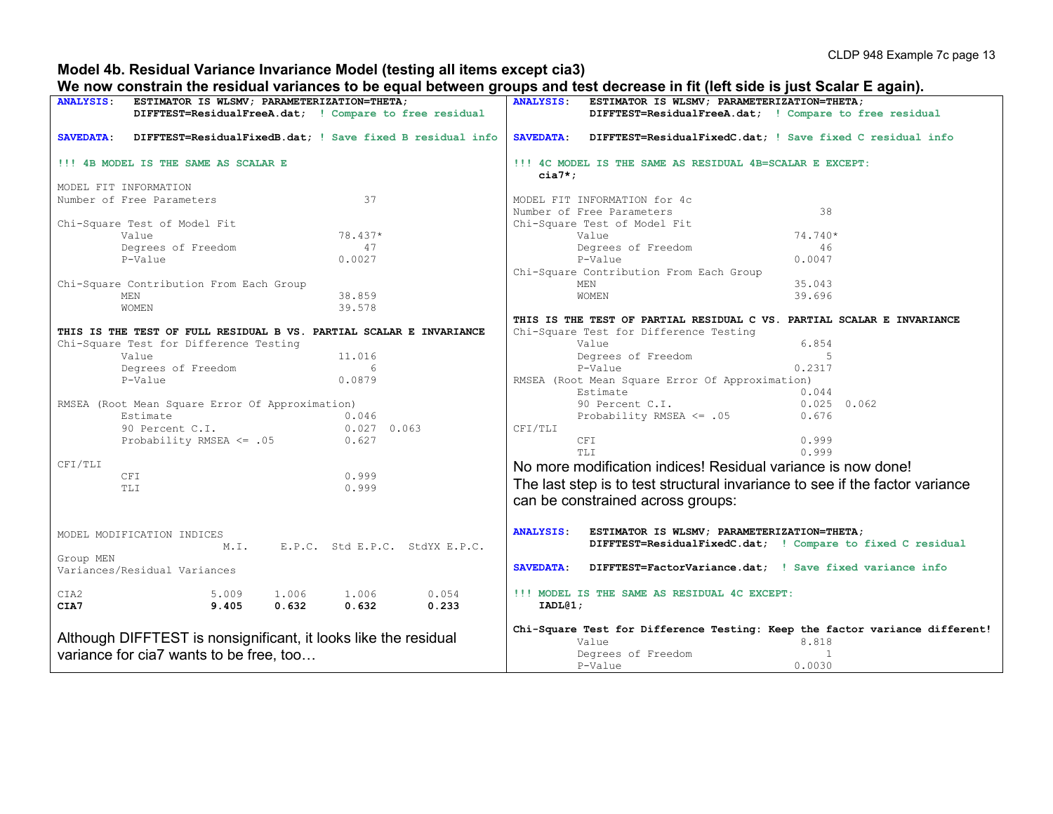## Model 4b. Residual Variance Invariance Model (testing all items except cia3)

**We now constrain the residual variances to be equal between groups and test decrease in fit (left side is just Scalar E again).**

```
ANALYSIS:   ESTIMATOR IS WLSMV; PARAMETERIZATION=THETA;
            DIFFTEST=ResidualFreeA.dat;  ! Compare to free residual

SAVEDATA:   DIFFTEST=ResidualFixedB.dat; ! Save fixed B residual info

!!! 4B MODEL IS THE SAME AS SCALAR E

MODEL FIT INFORMATION
Number of Free Parameters                    37

Chi-Square Test of Model Fit
          Value                           78.437*
          Degrees of Freedom                   47
          P-Value                          0.0027

Chi-Square Contribution From Each Group
          MEN                              38.859
          WOMEN                            39.578

THIS IS THE TEST OF FULL RESIDUAL B VS. PARTIAL SCALAR E INVARIANCE
Chi-Square Test for Difference Testing
          Value                            11.016
          Degrees of Freedom                    6
          P-Value                          0.0879

RMSEA (Root Mean Square Error Of Approximation)
          Estimate                          0.046
          90 Percent C.I.                   0.027  0.063
          Probability RMSEA <= .05          0.627

CFI/TLI
          CFI                               0.999
          TLI                               0.999

MODEL MODIFICATION INDICES
                        M.I.     E.P.C.  Std E.P.C.  StdYX E.P.C.
Group MEN
Variances/Residual Variances

CIA2                   5.009     1.006      1.006       0.054
CIA7                   9.405     0.632      0.632       0.233
```

Although DIFFTEST is nonsignificant, it looks like the residual variance for cia7 wants to be free, too…

```
ANALYSIS:   ESTIMATOR IS WLSMV; PARAMETERIZATION=THETA;
            DIFFTEST=ResidualFreeA.dat;  ! Compare to free residual

SAVEDATA:   DIFFTEST=ResidualFixedC.dat; ! Save fixed C residual info

!!! 4C MODEL IS THE SAME AS RESIDUAL 4B=SCALAR E EXCEPT:
    cia7*;

MODEL FIT INFORMATION for 4c
Number of Free Parameters                         38
Chi-Square Test of Model Fit
          Value                               74.740*
          Degrees of Freedom                       46
          P-Value                              0.0047
Chi-Square Contribution From Each Group
          MEN                                  35.043
          WOMEN                                39.696

THIS IS THE TEST OF PARTIAL RESIDUAL C VS. PARTIAL SCALAR E INVARIANCE
Chi-Square Test for Difference Testing
          Value                                 6.854
          Degrees of Freedom                        5
          P-Value                              0.2317
RMSEA (Root Mean Square Error Of Approximation)
          Estimate                              0.044
          90 Percent C.I.                       0.025  0.062
          Probability RMSEA <= .05              0.676
CFI/TLI
          CFI                                   0.999
          TLI                                   0.999
```

No more modification indices! Residual variance is now done!

The last step is to test structural invariance to see if the factor variance can be constrained across groups:

```
ANALYSIS:   ESTIMATOR IS WLSMV; PARAMETERIZATION=THETA;
            DIFFTEST=ResidualFixedC.dat;  ! Compare to fixed C residual

SAVEDATA:   DIFFTEST=FactorVariance.dat;  ! Save fixed variance info

!!! MODEL IS THE SAME AS RESIDUAL 4C EXCEPT:
    IADL@1;

Chi-Square Test for Difference Testing: Keep the factor variance different!
          Value                                 8.818
          Degrees of Freedom                        1
          P-Value                              0.0030
```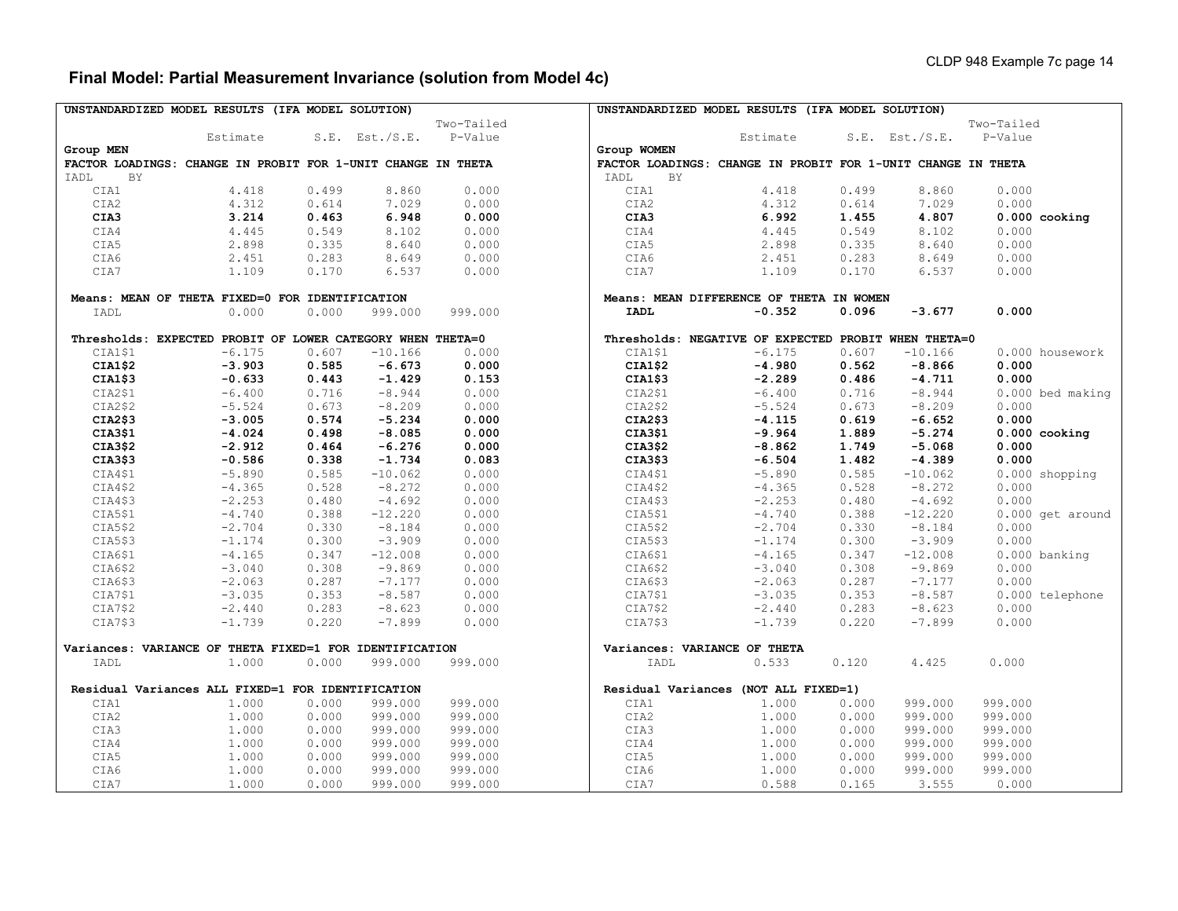## Final Model: Partial Measurement Invariance (solution from Model 4c)

**UNSTANDARDIZED MODEL RESULTS (IFA MODEL SOLUTION)**

**Group MEN**

| | Estimate | S.E. | Est./S.E. | Two-Tailed P-Value |
|---|---|---|---|---|
| **FACTOR LOADINGS: CHANGE IN PROBIT FOR 1-UNIT CHANGE IN THETA** | | | | |
| IADL BY | | | | |
| CIA1 | 4.418 | 0.499 | 8.860 | 0.000 |
| CIA2 | 4.312 | 0.614 | 7.029 | 0.000 |
| **CIA3** | **3.214** | **0.463** | **6.948** | **0.000** |
| CIA4 | 4.445 | 0.549 | 8.102 | 0.000 |
| CIA5 | 2.898 | 0.335 | 8.640 | 0.000 |
| CIA6 | 2.451 | 0.283 | 8.649 | 0.000 |
| CIA7 | 1.109 | 0.170 | 6.537 | 0.000 |
| **Means: MEAN OF THETA FIXED=0 FOR IDENTIFICATION** | | | | |
| IADL | 0.000 | 0.000 | 999.000 | 999.000 |
| **Thresholds: EXPECTED PROBIT OF LOWER CATEGORY WHEN THETA=0** | | | | |
| CIA1$1 | -6.175 | 0.607 | -10.166 | 0.000 |
| **CIA1$2** | **-3.903** | **0.585** | **-6.673** | **0.000** |
| **CIA1$3** | **-0.633** | **0.443** | **-1.429** | **0.153** |
| CIA2$1 | -6.400 | 0.716 | -8.944 | 0.000 |
| CIA2$2 | -5.524 | 0.673 | -8.209 | 0.000 |
| **CIA2$3** | **-3.005** | **0.574** | **-5.234** | **0.000** |
| **CIA3$1** | **-4.024** | **0.498** | **-8.085** | **0.000** |
| **CIA3$2** | **-2.912** | **0.464** | **-6.276** | **0.000** |
| **CIA3$3** | **-0.586** | **0.338** | **-1.734** | **0.083** |
| CIA4$1 | -5.890 | 0.585 | -10.062 | 0.000 |
| CIA4$2 | -4.365 | 0.528 | -8.272 | 0.000 |
| CIA4$3 | -2.253 | 0.480 | -4.692 | 0.000 |
| CIA5$1 | -4.740 | 0.388 | -12.220 | 0.000 |
| CIA5$2 | -2.704 | 0.330 | -8.184 | 0.000 |
| CIA5$3 | -1.174 | 0.300 | -3.909 | 0.000 |
| CIA6$1 | -4.165 | 0.347 | -12.008 | 0.000 |
| CIA6$2 | -3.040 | 0.308 | -9.869 | 0.000 |
| CIA6$3 | -2.063 | 0.287 | -7.177 | 0.000 |
| CIA7$1 | -3.035 | 0.353 | -8.587 | 0.000 |
| CIA7$2 | -2.440 | 0.283 | -8.623 | 0.000 |
| CIA7$3 | -1.739 | 0.220 | -7.899 | 0.000 |
| **Variances: VARIANCE OF THETA FIXED=1 FOR IDENTIFICATION** | | | | |
| IADL | 1.000 | 0.000 | 999.000 | 999.000 |
| **Residual Variances ALL FIXED=1 FOR IDENTIFICATION** | | | | |
| CIA1 | 1.000 | 0.000 | 999.000 | 999.000 |
| CIA2 | 1.000 | 0.000 | 999.000 | 999.000 |
| CIA3 | 1.000 | 0.000 | 999.000 | 999.000 |
| CIA4 | 1.000 | 0.000 | 999.000 | 999.000 |
| CIA5 | 1.000 | 0.000 | 999.000 | 999.000 |
| CIA6 | 1.000 | 0.000 | 999.000 | 999.000 |
| CIA7 | 1.000 | 0.000 | 999.000 | 999.000 |

**UNSTANDARDIZED MODEL RESULTS (IFA MODEL SOLUTION)**

**Group WOMEN**

| | Estimate | S.E. | Est./S.E. | Two-Tailed P-Value | |
|---|---|---|---|---|---|
| **FACTOR LOADINGS: CHANGE IN PROBIT FOR 1-UNIT CHANGE IN THETA** | | | | | |
| IADL BY | | | | | |
| CIA1 | 4.418 | 0.499 | 8.860 | 0.000 | |
| CIA2 | 4.312 | 0.614 | 7.029 | 0.000 | |
| **CIA3** | **6.992** | **1.455** | **4.807** | **0.000** | **cooking** |
| CIA4 | 4.445 | 0.549 | 8.102 | 0.000 | |
| CIA5 | 2.898 | 0.335 | 8.640 | 0.000 | |
| CIA6 | 2.451 | 0.283 | 8.649 | 0.000 | |
| CIA7 | 1.109 | 0.170 | 6.537 | 0.000 | |
| **Means: MEAN DIFFERENCE OF THETA IN WOMEN** | | | | | |
| **IADL** | **-0.352** | **0.096** | **-3.677** | **0.000** | |
| **Thresholds: NEGATIVE OF EXPECTED PROBIT WHEN THETA=0** | | | | | |
| CIA1$1 | -6.175 | 0.607 | -10.166 | 0.000 | housework |
| **CIA1$2** | **-4.980** | **0.562** | **-8.866** | **0.000** | |
| **CIA1$3** | **-2.289** | **0.486** | **-4.711** | **0.000** | |
| CIA2$1 | -6.400 | 0.716 | -8.944 | 0.000 | bed making |
| CIA2$2 | -5.524 | 0.673 | -8.209 | 0.000 | |
| **CIA2$3** | **-4.115** | **0.619** | **-6.652** | **0.000** | |
| **CIA3$1** | **-9.964** | **1.889** | **-5.274** | **0.000** | **cooking** |
| **CIA3$2** | **-8.862** | **1.749** | **-5.068** | **0.000** | |
| **CIA3$3** | **-6.504** | **1.482** | **-4.389** | **0.000** | |
| CIA4$1 | -5.890 | 0.585 | -10.062 | 0.000 | shopping |
| CIA4$2 | -4.365 | 0.528 | -8.272 | 0.000 | |
| CIA4$3 | -2.253 | 0.480 | -4.692 | 0.000 | |
| CIA5$1 | -4.740 | 0.388 | -12.220 | 0.000 | get around |
| CIA5$2 | -2.704 | 0.330 | -8.184 | 0.000 | |
| CIA5$3 | -1.174 | 0.300 | -3.909 | 0.000 | |
| CIA6$1 | -4.165 | 0.347 | -12.008 | 0.000 | banking |
| CIA6$2 | -3.040 | 0.308 | -9.869 | 0.000 | |
| CIA6$3 | -2.063 | 0.287 | -7.177 | 0.000 | |
| CIA7$1 | -3.035 | 0.353 | -8.587 | 0.000 | telephone |
| CIA7$2 | -2.440 | 0.283 | -8.623 | 0.000 | |
| CIA7$3 | -1.739 | 0.220 | -7.899 | 0.000 | |
| **Variances: VARIANCE OF THETA** | | | | | |
| IADL | 0.533 | 0.120 | 4.425 | 0.000 | |
| **Residual Variances (NOT ALL FIXED=1)** | | | | | |
| CIA1 | 1.000 | 0.000 | 999.000 | 999.000 | |
| CIA2 | 1.000 | 0.000 | 999.000 | 999.000 | |
| CIA3 | 1.000 | 0.000 | 999.000 | 999.000 | |
| CIA4 | 1.000 | 0.000 | 999.000 | 999.000 | |
| CIA5 | 1.000 | 0.000 | 999.000 | 999.000 | |
| CIA6 | 1.000 | 0.000 | 999.000 | 999.000 | |
| CIA7 | 0.588 | 0.165 | 3.555 | 0.000 | |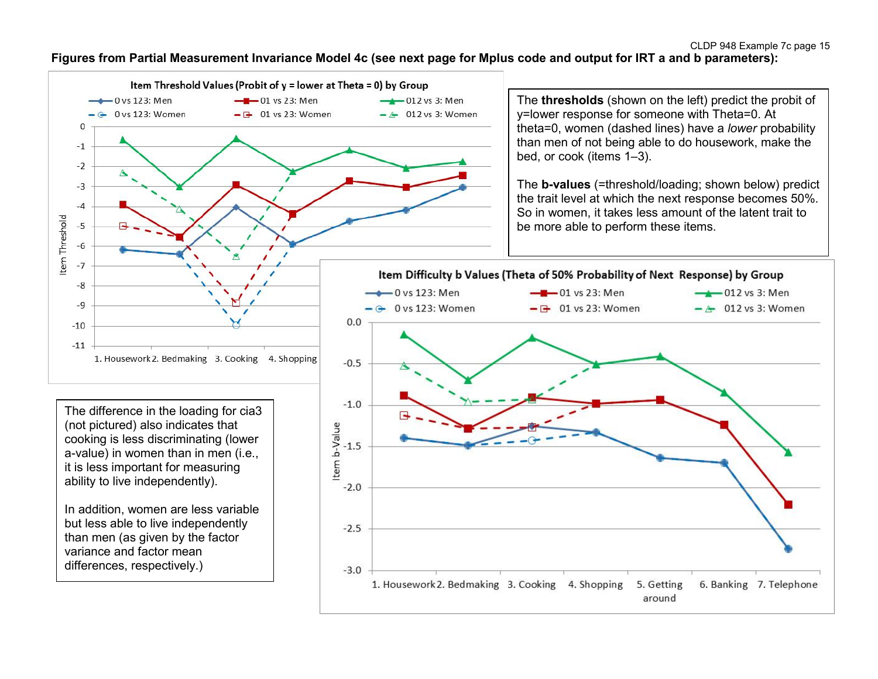**Figures from Partial Measurement Invariance Model 4c (see next page for Mplus code and output for IRT a and b parameters):**

**Item Threshold Values (Probit of y = lower at Theta = 0) by Group**

The **thresholds** (shown on the left) predict the probit of y=lower response for someone with Theta=0. At theta=0, women (dashed lines) have a *lower* probability than men of not being able to do housework, make the bed, or cook (items 1–3).

The **b-values** (=threshold/loading; shown below) predict the trait level at which the next response becomes 50%. So in women, it takes less amount of the latent trait to be more able to perform these items.

**Item Difficulty b Values (Theta of 50% Probability of Next Response) by Group**

The difference in the loading for cia3 (not pictured) also indicates that cooking is less discriminating (lower a-value) in women than in men (i.e., it is less important for measuring ability to live independently).

In addition, women are less variable but less able to live independently than men (as given by the factor variance and factor mean differences, respectively.)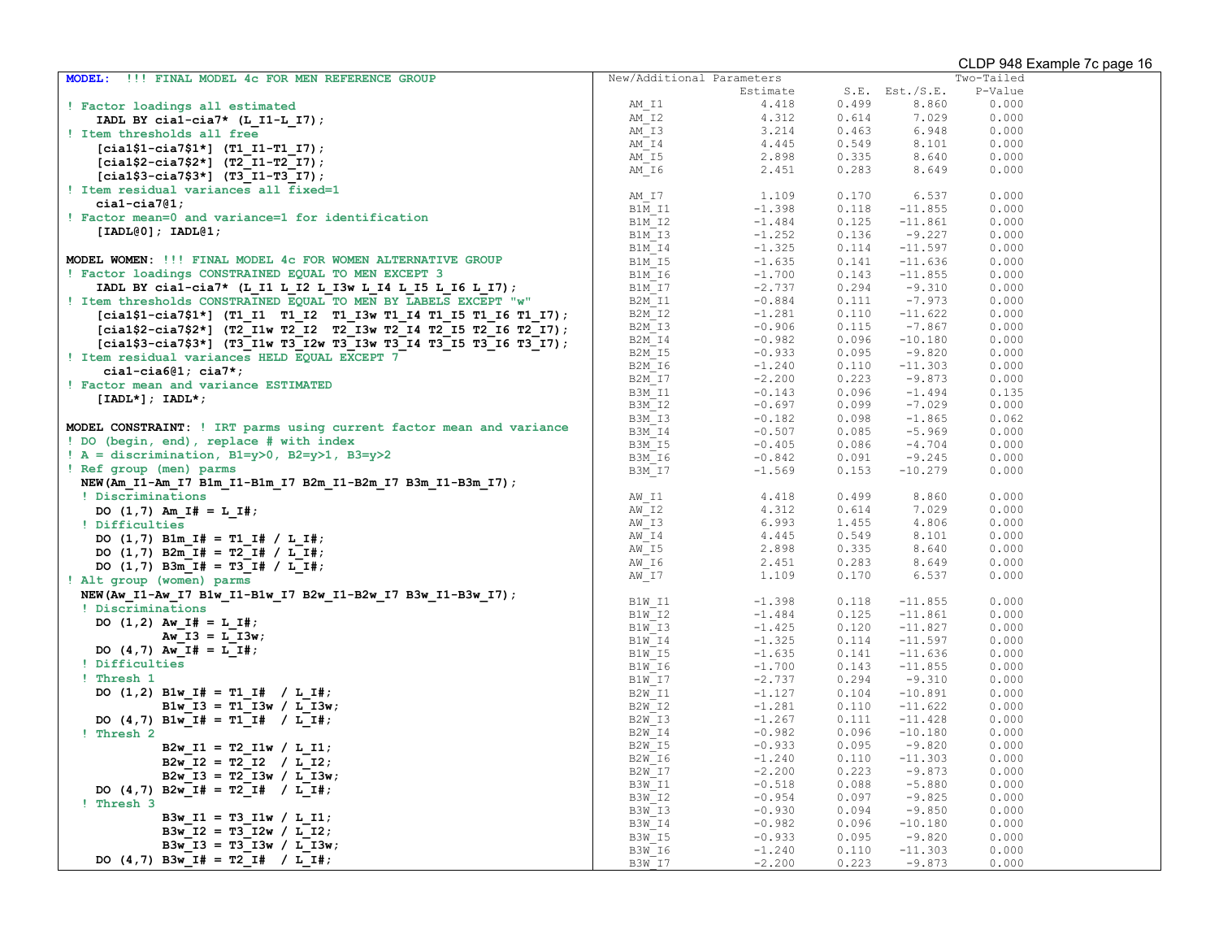```
MODEL:  !!! FINAL MODEL 4c FOR MEN REFERENCE GROUP

! Factor loadings all estimated
    IADL BY cia1-cia7* (L_I1-L_I7);
! Item thresholds all free
    [cia1$1-cia7$1*] (T1_I1-T1_I7);
    [cia1$2-cia7$2*] (T2_I1-T2_I7);
    [cia1$3-cia7$3*] (T3_I1-T3_I7);
! Item residual variances all fixed=1
    cia1-cia7@1;
! Factor mean=0 and variance=1 for identification
    [IADL@0]; IADL@1;

MODEL WOMEN: !!! FINAL MODEL 4c FOR WOMEN ALTERNATIVE GROUP
! Factor loadings CONSTRAINED EQUAL TO MEN EXCEPT 3
    IADL BY cia1-cia7* (L_I1 L_I2 L_I3w L_I4 L_I5 L_I6 L_I7);
! Item thresholds CONSTRAINED EQUAL TO MEN BY LABELS EXCEPT "w"
    [cia1$1-cia7$1*] (T1_I1  T1_I2  T1_I3w T1_I4 T1_I5 T1_I6 T1_I7);
    [cia1$2-cia7$2*] (T2_I1w T2_I2  T2_I3w T2_I4 T2_I5 T2_I6 T2_I7);
    [cia1$3-cia7$3*] (T3_I1w T3_I2w T3_I3w T3_I4 T3_I5 T3_I6 T3_I7);
! Item residual variances HELD EQUAL EXCEPT 7
     cia1-cia6@1; cia7*;
! Factor mean and variance ESTIMATED
    [IADL*]; IADL*;

MODEL CONSTRAINT: ! IRT parms using current factor mean and variance
! DO (begin, end), replace # with index
! A = discrimination, B1=y>0, B2=y>1, B3=y>2
! Ref group (men) parms
  NEW(Am_I1-Am_I7 B1m_I1-B1m_I7 B2m_I1-B2m_I7 B3m_I1-B3m_I7);
  ! Discriminations
    DO (1,7) Am_I# = L_I#;
  ! Difficulties
    DO (1,7) B1m_I# = T1_I# / L_I#;
    DO (1,7) B2m_I# = T2_I# / L_I#;
    DO (1,7) B3m_I# = T3_I# / L_I#;
! Alt group (women) parms
  NEW(Aw_I1-Aw_I7 B1w_I1-B1w_I7 B2w_I1-B2w_I7 B3w_I1-B3w_I7);
  ! Discriminations
    DO (1,2) Aw_I# = L_I#;
             Aw_I3 = L_I3w;
    DO (4,7) Aw_I# = L_I#;
  ! Difficulties
  ! Thresh 1
    DO (1,2) B1w_I# = T1_I#  / L_I#;
             B1w_I3 = T1_I3w / L_I3w;
    DO (4,7) B1w_I# = T1_I#  / L_I#;
  ! Thresh 2
             B2w_I1 = T2_I1w / L_I1;
             B2w_I2 = T2_I2  / L_I2;
             B2w_I3 = T2_I3w / L_I3w;
    DO (4,7) B2w_I# = T2_I#  / L_I#;
  ! Thresh 3
             B3w_I1 = T3_I1w / L_I1;
             B3w_I2 = T3_I2w / L_I2;
             B3w_I3 = T3_I3w / L_I3w;
    DO (4,7) B3w_I# = T2_I#  / L_I#;
```

```
New/Additional Parameters                                  Two-Tailed
                    Estimate       S.E.  Est./S.E.    P-Value
    AM_I1              4.418      0.499      8.860      0.000
    AM_I2              4.312      0.614      7.029      0.000
    AM_I3              3.214      0.463      6.948      0.000
    AM_I4              4.445      0.549      8.101      0.000
    AM_I5              2.898      0.335      8.640      0.000
    AM_I6              2.451      0.283      8.649      0.000

    AM_I7              1.109      0.170      6.537      0.000
    B1M_I1            -1.398      0.118    -11.855      0.000
    B1M_I2            -1.484      0.125    -11.861      0.000
    B1M_I3            -1.252      0.136     -9.227      0.000
    B1M_I4            -1.325      0.114    -11.597      0.000
    B1M_I5            -1.635      0.141    -11.636      0.000
    B1M_I6            -1.700      0.143    -11.855      0.000
    B1M_I7            -2.737      0.294     -9.310      0.000
    B2M_I1            -0.884      0.111     -7.973      0.000
    B2M_I2            -1.281      0.110    -11.622      0.000
    B2M_I3            -0.906      0.115     -7.867      0.000
    B2M_I4            -0.982      0.096    -10.180      0.000
    B2M_I5            -0.933      0.095     -9.820      0.000
    B2M_I6            -1.240      0.110    -11.303      0.000
    B2M_I7            -2.200      0.223     -9.873      0.000
    B3M_I1            -0.143      0.096     -1.494      0.135
    B3M_I2            -0.697      0.099     -7.029      0.000
    B3M_I3            -0.182      0.098     -1.865      0.062
    B3M_I4            -0.507      0.085     -5.969      0.000
    B3M_I5            -0.405      0.086     -4.704      0.000
    B3M_I6            -0.842      0.091     -9.245      0.000
    B3M_I7            -1.569      0.153    -10.279      0.000

    AW_I1              4.418      0.499      8.860      0.000
    AW_I2              4.312      0.614      7.029      0.000
    AW_I3              6.993      1.455      4.806      0.000
    AW_I4              4.445      0.549      8.101      0.000
    AW_I5              2.898      0.335      8.640      0.000
    AW_I6              2.451      0.283      8.649      0.000
    AW_I7              1.109      0.170      6.537      0.000

    B1W_I1            -1.398      0.118    -11.855      0.000
    B1W_I2            -1.484      0.125    -11.861      0.000
    B1W_I3            -1.425      0.120    -11.827      0.000
    B1W_I4            -1.325      0.114    -11.597      0.000
    B1W_I5            -1.635      0.141    -11.636      0.000
    B1W_I6            -1.700      0.143    -11.855      0.000
    B1W_I7            -2.737      0.294     -9.310      0.000
    B2W_I1            -1.127      0.104    -10.891      0.000
    B2W_I2            -1.281      0.110    -11.622      0.000
    B2W_I3            -1.267      0.111    -11.428      0.000
    B2W_I4            -0.982      0.096    -10.180      0.000
    B2W_I5            -0.933      0.095     -9.820      0.000
    B2W_I6            -1.240      0.110    -11.303      0.000
    B2W_I7            -2.200      0.223     -9.873      0.000
    B3W_I1            -0.518      0.088     -5.880      0.000
    B3W_I2            -0.954      0.097     -9.825      0.000
    B3W_I3            -0.930      0.094     -9.850      0.000
    B3W_I4            -0.982      0.096    -10.180      0.000
    B3W_I5            -0.933      0.095     -9.820      0.000
    B3W_I6            -1.240      0.110    -11.303      0.000
    B3W_I7            -2.200      0.223     -9.873      0.000
```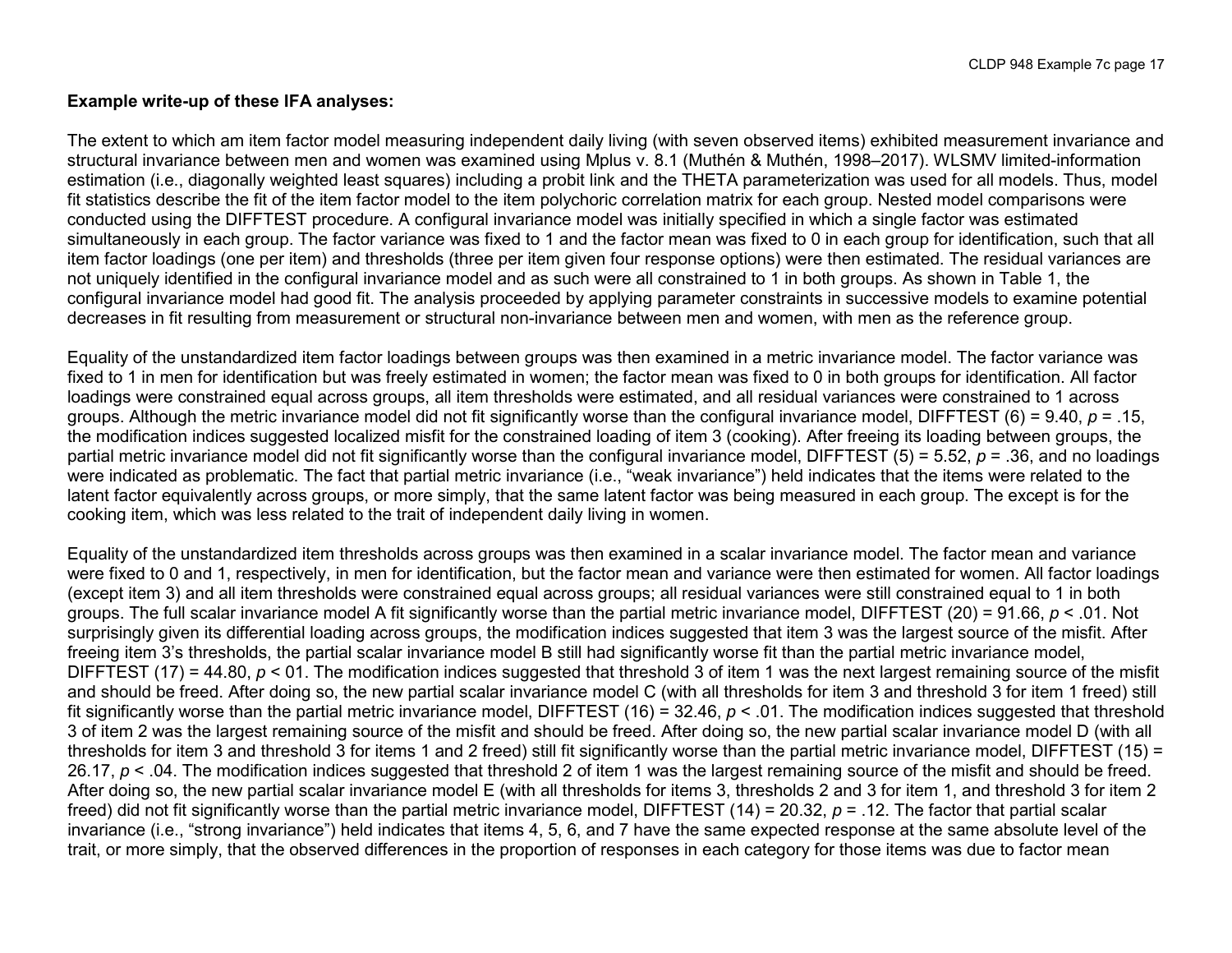**Example write-up of these IFA analyses:**

The extent to which am item factor model measuring independent daily living (with seven observed items) exhibited measurement invariance and structural invariance between men and women was examined using Mplus v. 8.1 (Muthén & Muthén, 1998–2017). WLSMV limited-information estimation (i.e., diagonally weighted least squares) including a probit link and the THETA parameterization was used for all models. Thus, model fit statistics describe the fit of the item factor model to the item polychoric correlation matrix for each group. Nested model comparisons were conducted using the DIFFTEST procedure. A configural invariance model was initially specified in which a single factor was estimated simultaneously in each group. The factor variance was fixed to 1 and the factor mean was fixed to 0 in each group for identification, such that all item factor loadings (one per item) and thresholds (three per item given four response options) were then estimated. The residual variances are not uniquely identified in the configural invariance model and as such were all constrained to 1 in both groups. As shown in Table 1, the configural invariance model had good fit. The analysis proceeded by applying parameter constraints in successive models to examine potential decreases in fit resulting from measurement or structural non-invariance between men and women, with men as the reference group.

Equality of the unstandardized item factor loadings between groups was then examined in a metric invariance model. The factor variance was fixed to 1 in men for identification but was freely estimated in women; the factor mean was fixed to 0 in both groups for identification. All factor loadings were constrained equal across groups, all item thresholds were estimated, and all residual variances were constrained to 1 across groups. Although the metric invariance model did not fit significantly worse than the configural invariance model, DIFFTEST (6) = 9.40, *p* = .15, the modification indices suggested localized misfit for the constrained loading of item 3 (cooking). After freeing its loading between groups, the partial metric invariance model did not fit significantly worse than the configural invariance model, DIFFTEST (5) = 5.52, *p* = .36, and no loadings were indicated as problematic. The fact that partial metric invariance (i.e., "weak invariance") held indicates that the items were related to the latent factor equivalently across groups, or more simply, that the same latent factor was being measured in each group. The except is for the cooking item, which was less related to the trait of independent daily living in women.

Equality of the unstandardized item thresholds across groups was then examined in a scalar invariance model. The factor mean and variance were fixed to 0 and 1, respectively, in men for identification, but the factor mean and variance were then estimated for women. All factor loadings (except item 3) and all item thresholds were constrained equal across groups; all residual variances were still constrained equal to 1 in both groups. The full scalar invariance model A fit significantly worse than the partial metric invariance model, DIFFTEST (20) = 91.66, *p* < .01. Not surprisingly given its differential loading across groups, the modification indices suggested that item 3 was the largest source of the misfit. After freeing item 3's thresholds, the partial scalar invariance model B still had significantly worse fit than the partial metric invariance model, DIFFTEST (17) = 44.80, *p* < 01. The modification indices suggested that threshold 3 of item 1 was the next largest remaining source of the misfit and should be freed. After doing so, the new partial scalar invariance model C (with all thresholds for item 3 and threshold 3 for item 1 freed) still fit significantly worse than the partial metric invariance model, DIFFTEST (16) = 32.46, *p* < .01. The modification indices suggested that threshold 3 of item 2 was the largest remaining source of the misfit and should be freed. After doing so, the new partial scalar invariance model D (with all thresholds for item 3 and threshold 3 for items 1 and 2 freed) still fit significantly worse than the partial metric invariance model, DIFFTEST (15) = 26.17, *p* < .04. The modification indices suggested that threshold 2 of item 1 was the largest remaining source of the misfit and should be freed. After doing so, the new partial scalar invariance model E (with all thresholds for items 3, thresholds 2 and 3 for item 1, and threshold 3 for item 2 freed) did not fit significantly worse than the partial metric invariance model, DIFFTEST (14) = 20.32, *p* = .12. The factor that partial scalar invariance (i.e., "strong invariance") held indicates that items 4, 5, 6, and 7 have the same expected response at the same absolute level of the trait, or more simply, that the observed differences in the proportion of responses in each category for those items was due to factor mean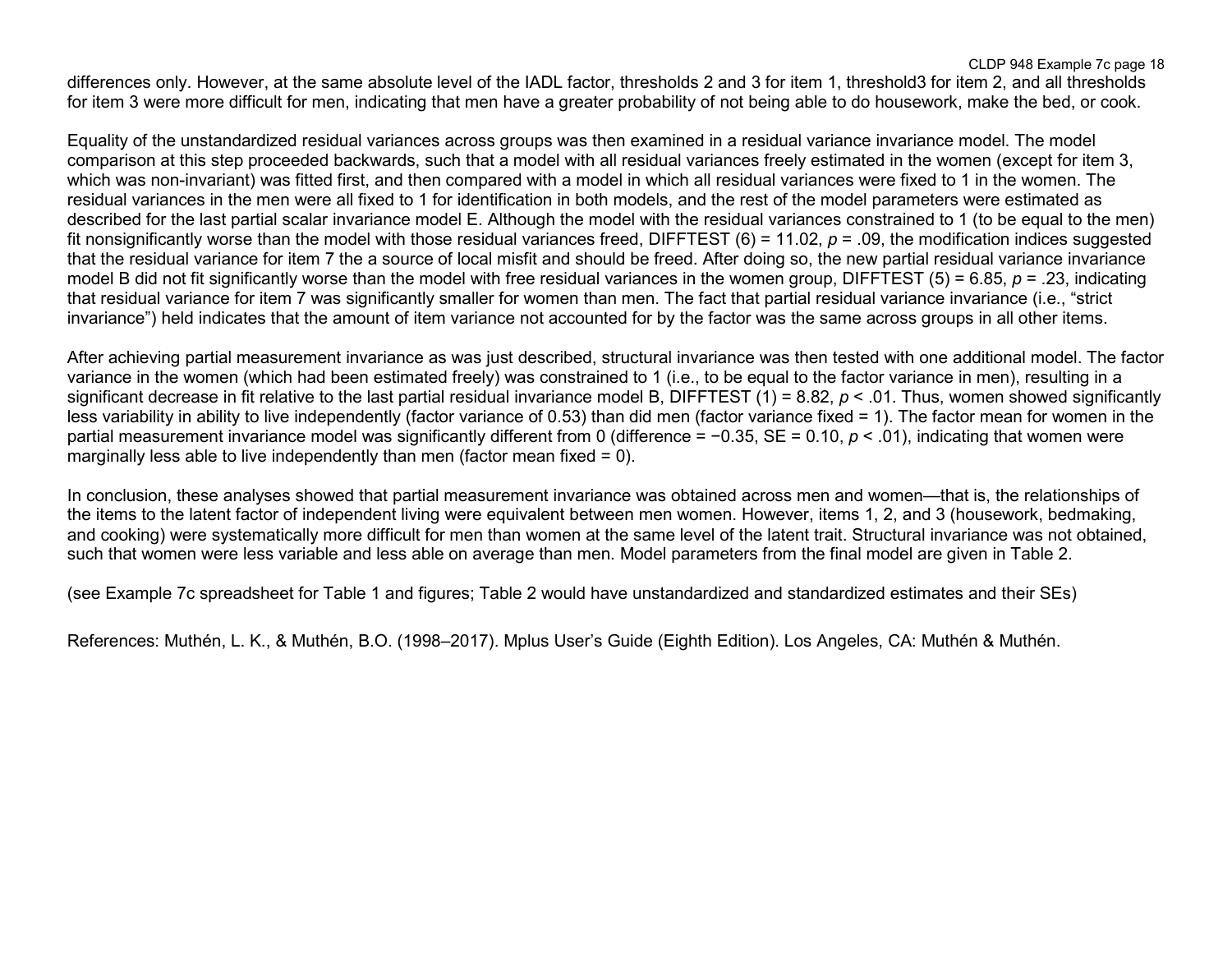differences only. However, at the same absolute level of the IADL factor, thresholds 2 and 3 for item 1, threshold3 for item 2, and all thresholds for item 3 were more difficult for men, indicating that men have a greater probability of not being able to do housework, make the bed, or cook.

Equality of the unstandardized residual variances across groups was then examined in a residual variance invariance model. The model comparison at this step proceeded backwards, such that a model with all residual variances freely estimated in the women (except for item 3, which was non-invariant) was fitted first, and then compared with a model in which all residual variances were fixed to 1 in the women. The residual variances in the men were all fixed to 1 for identification in both models, and the rest of the model parameters were estimated as described for the last partial scalar invariance model E. Although the model with the residual variances constrained to 1 (to be equal to the men) fit nonsignificantly worse than the model with those residual variances freed, DIFFTEST (6) = 11.02, $p$ = .09, the modification indices suggested that the residual variance for item 7 the a source of local misfit and should be freed. After doing so, the new partial residual variance invariance model B did not fit significantly worse than the model with free residual variances in the women group, DIFFTEST (5) = 6.85, $p$ = .23, indicating that residual variance for item 7 was significantly smaller for women than men. The fact that partial residual variance invariance (i.e., "strict invariance") held indicates that the amount of item variance not accounted for by the factor was the same across groups in all other items.

After achieving partial measurement invariance as was just described, structural invariance was then tested with one additional model. The factor variance in the women (which had been estimated freely) was constrained to 1 (i.e., to be equal to the factor variance in men), resulting in a significant decrease in fit relative to the last partial residual invariance model B, DIFFTEST (1) = 8.82, $p$ < .01. Thus, women showed significantly less variability in ability to live independently (factor variance of 0.53) than did men (factor variance fixed = 1). The factor mean for women in the partial measurement invariance model was significantly different from 0 (difference = −0.35, SE = 0.10, $p$ < .01), indicating that women were marginally less able to live independently than men (factor mean fixed = 0).

In conclusion, these analyses showed that partial measurement invariance was obtained across men and women—that is, the relationships of the items to the latent factor of independent living were equivalent between men women. However, items 1, 2, and 3 (housework, bedmaking, and cooking) were systematically more difficult for men than women at the same level of the latent trait. Structural invariance was not obtained, such that women were less variable and less able on average than men. Model parameters from the final model are given in Table 2.

(see Example 7c spreadsheet for Table 1 and figures; Table 2 would have unstandardized and standardized estimates and their SEs)

References: Muthén, L. K., & Muthén, B.O. (1998–2017). Mplus User's Guide (Eighth Edition). Los Angeles, CA: Muthén & Muthén.